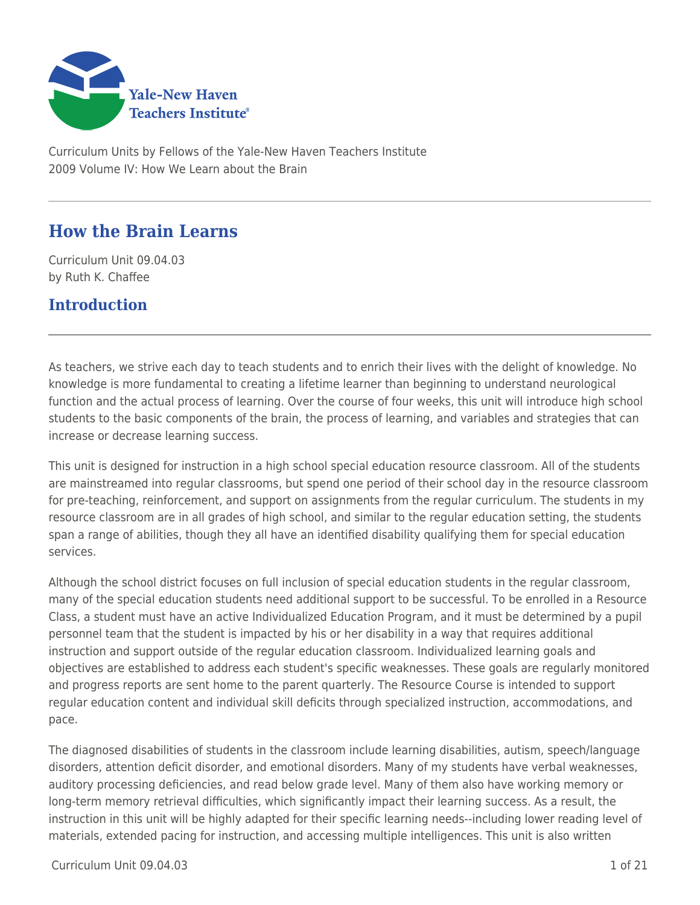Yale-New Haven Teachers Institute

Curriculum Units by Fellows of the Yale-New Haven Teachers Institute
2009 Volume IV: How We Learn about the Brain

# How the Brain Learns

Curriculum Unit 09.04.03
by Ruth K. Chaffee

## Introduction

As teachers, we strive each day to teach students and to enrich their lives with the delight of knowledge. No knowledge is more fundamental to creating a lifetime learner than beginning to understand neurological function and the actual process of learning. Over the course of four weeks, this unit will introduce high school students to the basic components of the brain, the process of learning, and variables and strategies that can increase or decrease learning success.

This unit is designed for instruction in a high school special education resource classroom. All of the students are mainstreamed into regular classrooms, but spend one period of their school day in the resource classroom for pre-teaching, reinforcement, and support on assignments from the regular curriculum. The students in my resource classroom are in all grades of high school, and similar to the regular education setting, the students span a range of abilities, though they all have an identified disability qualifying them for special education services.

Although the school district focuses on full inclusion of special education students in the regular classroom, many of the special education students need additional support to be successful. To be enrolled in a Resource Class, a student must have an active Individualized Education Program, and it must be determined by a pupil personnel team that the student is impacted by his or her disability in a way that requires additional instruction and support outside of the regular education classroom. Individualized learning goals and objectives are established to address each student's specific weaknesses. These goals are regularly monitored and progress reports are sent home to the parent quarterly. The Resource Course is intended to support regular education content and individual skill deficits through specialized instruction, accommodations, and pace.

The diagnosed disabilities of students in the classroom include learning disabilities, autism, speech/language disorders, attention deficit disorder, and emotional disorders. Many of my students have verbal weaknesses, auditory processing deficiencies, and read below grade level. Many of them also have working memory or long-term memory retrieval difficulties, which significantly impact their learning success. As a result, the instruction in this unit will be highly adapted for their specific learning needs--including lower reading level of materials, extended pacing for instruction, and accessing multiple intelligences. This unit is also written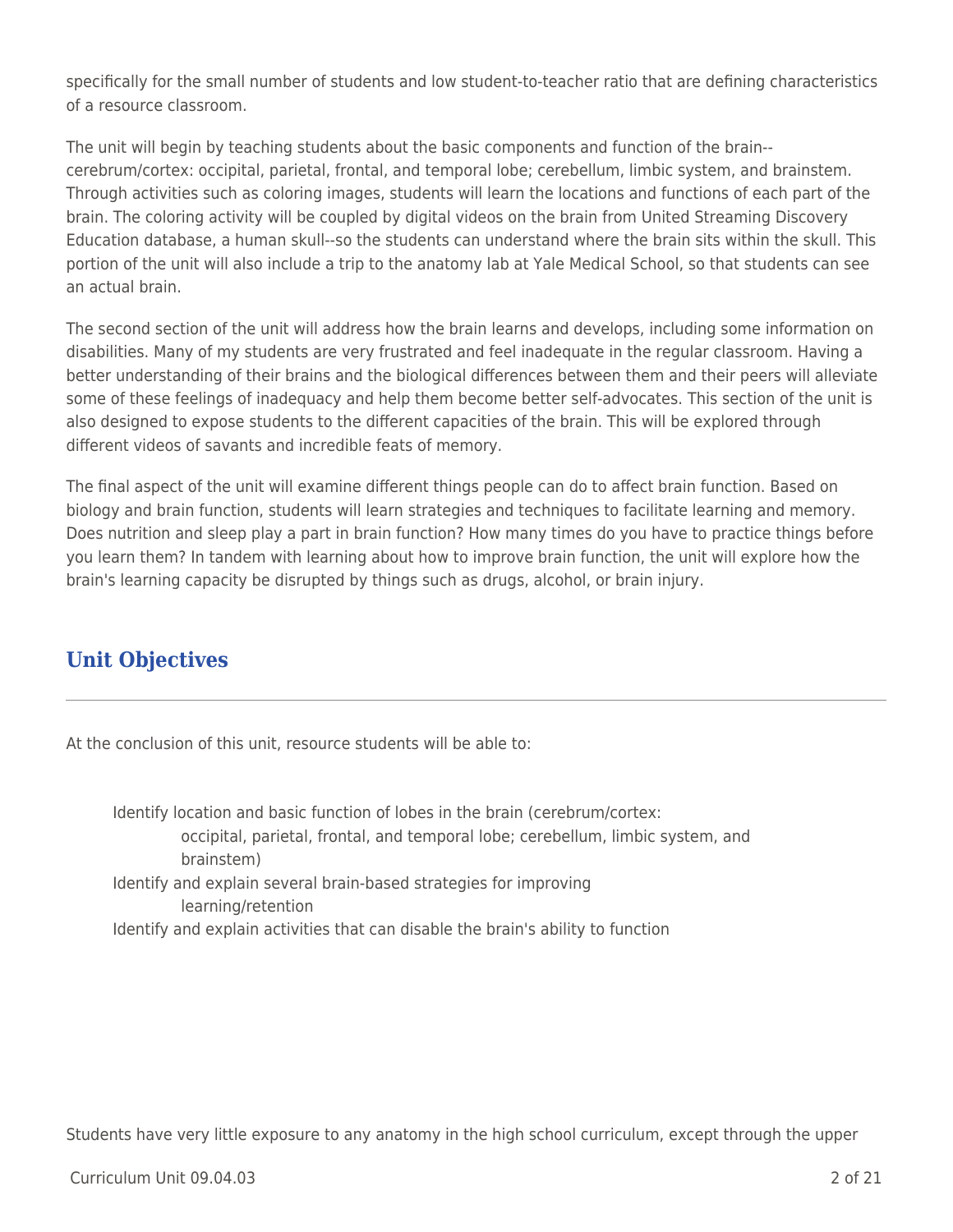specifically for the small number of students and low student-to-teacher ratio that are defining characteristics of a resource classroom.

The unit will begin by teaching students about the basic components and function of the brain--cerebrum/cortex: occipital, parietal, frontal, and temporal lobe; cerebellum, limbic system, and brainstem. Through activities such as coloring images, students will learn the locations and functions of each part of the brain. The coloring activity will be coupled by digital videos on the brain from United Streaming Discovery Education database, a human skull--so the students can understand where the brain sits within the skull. This portion of the unit will also include a trip to the anatomy lab at Yale Medical School, so that students can see an actual brain.

The second section of the unit will address how the brain learns and develops, including some information on disabilities. Many of my students are very frustrated and feel inadequate in the regular classroom. Having a better understanding of their brains and the biological differences between them and their peers will alleviate some of these feelings of inadequacy and help them become better self-advocates. This section of the unit is also designed to expose students to the different capacities of the brain. This will be explored through different videos of savants and incredible feats of memory.

The final aspect of the unit will examine different things people can do to affect brain function. Based on biology and brain function, students will learn strategies and techniques to facilitate learning and memory. Does nutrition and sleep play a part in brain function? How many times do you have to practice things before you learn them? In tandem with learning about how to improve brain function, the unit will explore how the brain's learning capacity be disrupted by things such as drugs, alcohol, or brain injury.

## Unit Objectives

At the conclusion of this unit, resource students will be able to:

- Identify location and basic function of lobes in the brain (cerebrum/cortex: occipital, parietal, frontal, and temporal lobe; cerebellum, limbic system, and brainstem)
- Identify and explain several brain-based strategies for improving learning/retention
- Identify and explain activities that can disable the brain's ability to function

Students have very little exposure to any anatomy in the high school curriculum, except through the upper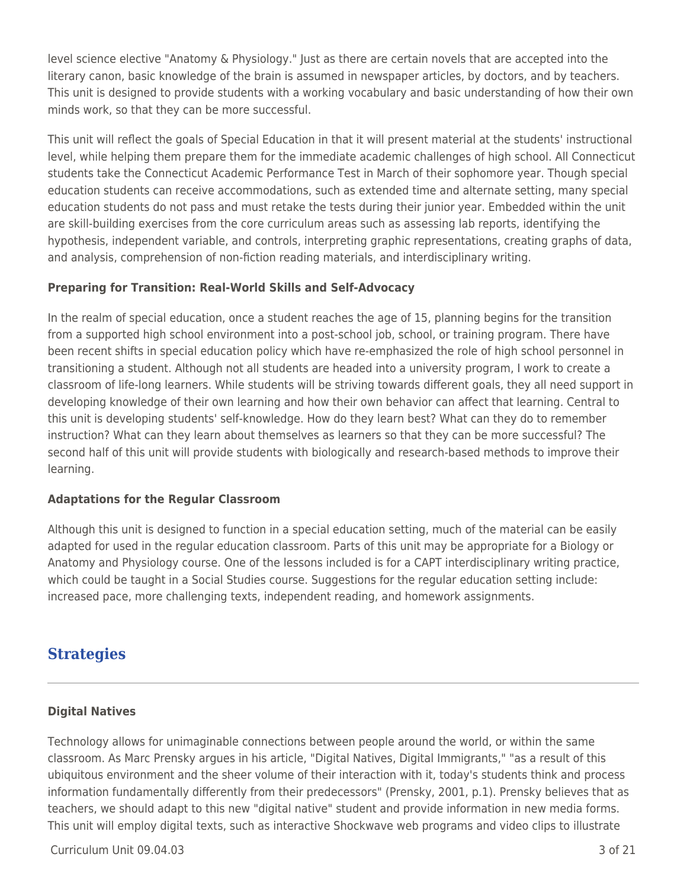level science elective "Anatomy & Physiology." Just as there are certain novels that are accepted into the literary canon, basic knowledge of the brain is assumed in newspaper articles, by doctors, and by teachers. This unit is designed to provide students with a working vocabulary and basic understanding of how their own minds work, so that they can be more successful.

This unit will reflect the goals of Special Education in that it will present material at the students' instructional level, while helping them prepare them for the immediate academic challenges of high school. All Connecticut students take the Connecticut Academic Performance Test in March of their sophomore year. Though special education students can receive accommodations, such as extended time and alternate setting, many special education students do not pass and must retake the tests during their junior year. Embedded within the unit are skill-building exercises from the core curriculum areas such as assessing lab reports, identifying the hypothesis, independent variable, and controls, interpreting graphic representations, creating graphs of data, and analysis, comprehension of non-fiction reading materials, and interdisciplinary writing.

### Preparing for Transition: Real-World Skills and Self-Advocacy

In the realm of special education, once a student reaches the age of 15, planning begins for the transition from a supported high school environment into a post-school job, school, or training program. There have been recent shifts in special education policy which have re-emphasized the role of high school personnel in transitioning a student. Although not all students are headed into a university program, I work to create a classroom of life-long learners. While students will be striving towards different goals, they all need support in developing knowledge of their own learning and how their own behavior can affect that learning. Central to this unit is developing students' self-knowledge. How do they learn best? What can they do to remember instruction? What can they learn about themselves as learners so that they can be more successful? The second half of this unit will provide students with biologically and research-based methods to improve their learning.

### Adaptations for the Regular Classroom

Although this unit is designed to function in a special education setting, much of the material can be easily adapted for used in the regular education classroom. Parts of this unit may be appropriate for a Biology or Anatomy and Physiology course. One of the lessons included is for a CAPT interdisciplinary writing practice, which could be taught in a Social Studies course. Suggestions for the regular education setting include: increased pace, more challenging texts, independent reading, and homework assignments.

## Strategies

### Digital Natives

Technology allows for unimaginable connections between people around the world, or within the same classroom. As Marc Prensky argues in his article, "Digital Natives, Digital Immigrants," "as a result of this ubiquitous environment and the sheer volume of their interaction with it, today's students think and process information fundamentally differently from their predecessors" (Prensky, 2001, p.1). Prensky believes that as teachers, we should adapt to this new "digital native" student and provide information in new media forms. This unit will employ digital texts, such as interactive Shockwave web programs and video clips to illustrate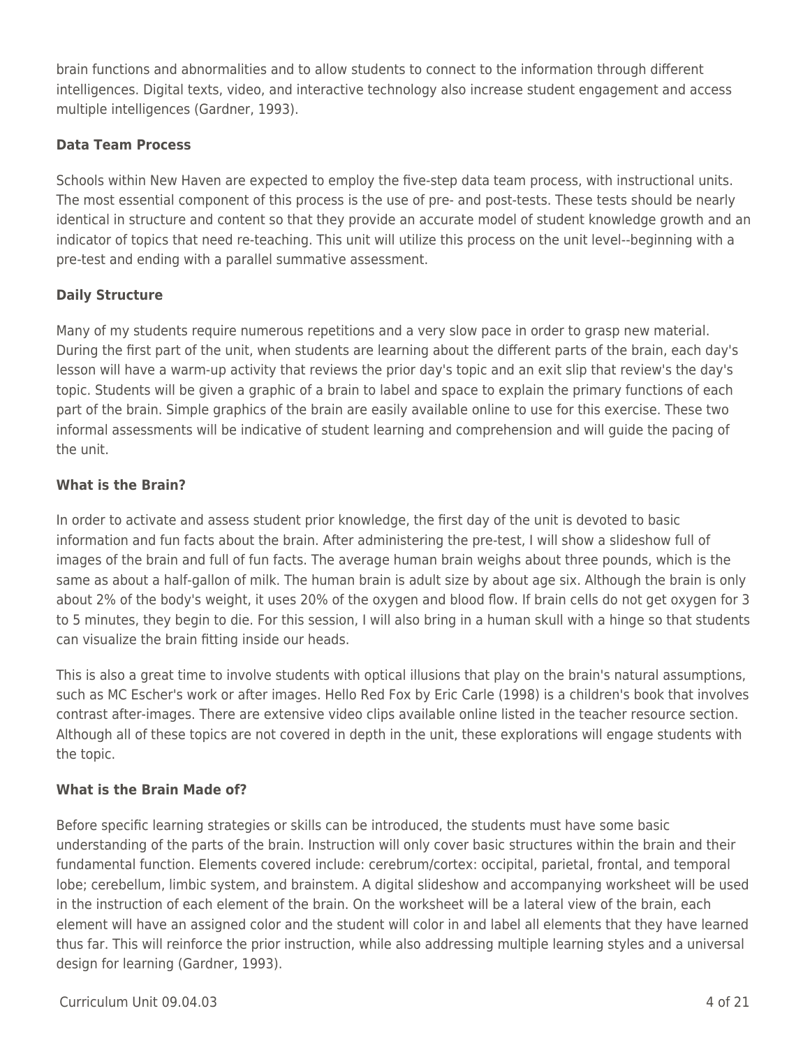brain functions and abnormalities and to allow students to connect to the information through different intelligences. Digital texts, video, and interactive technology also increase student engagement and access multiple intelligences (Gardner, 1993).

### Data Team Process

Schools within New Haven are expected to employ the five-step data team process, with instructional units. The most essential component of this process is the use of pre- and post-tests. These tests should be nearly identical in structure and content so that they provide an accurate model of student knowledge growth and an indicator of topics that need re-teaching. This unit will utilize this process on the unit level--beginning with a pre-test and ending with a parallel summative assessment.

### Daily Structure

Many of my students require numerous repetitions and a very slow pace in order to grasp new material. During the first part of the unit, when students are learning about the different parts of the brain, each day's lesson will have a warm-up activity that reviews the prior day's topic and an exit slip that review's the day's topic. Students will be given a graphic of a brain to label and space to explain the primary functions of each part of the brain. Simple graphics of the brain are easily available online to use for this exercise. These two informal assessments will be indicative of student learning and comprehension and will guide the pacing of the unit.

### What is the Brain?

In order to activate and assess student prior knowledge, the first day of the unit is devoted to basic information and fun facts about the brain. After administering the pre-test, I will show a slideshow full of images of the brain and full of fun facts. The average human brain weighs about three pounds, which is the same as about a half-gallon of milk. The human brain is adult size by about age six. Although the brain is only about 2% of the body's weight, it uses 20% of the oxygen and blood flow. If brain cells do not get oxygen for 3 to 5 minutes, they begin to die. For this session, I will also bring in a human skull with a hinge so that students can visualize the brain fitting inside our heads.

This is also a great time to involve students with optical illusions that play on the brain's natural assumptions, such as MC Escher's work or after images. Hello Red Fox by Eric Carle (1998) is a children's book that involves contrast after-images. There are extensive video clips available online listed in the teacher resource section. Although all of these topics are not covered in depth in the unit, these explorations will engage students with the topic.

### What is the Brain Made of?

Before specific learning strategies or skills can be introduced, the students must have some basic understanding of the parts of the brain. Instruction will only cover basic structures within the brain and their fundamental function. Elements covered include: cerebrum/cortex: occipital, parietal, frontal, and temporal lobe; cerebellum, limbic system, and brainstem. A digital slideshow and accompanying worksheet will be used in the instruction of each element of the brain. On the worksheet will be a lateral view of the brain, each element will have an assigned color and the student will color in and label all elements that they have learned thus far. This will reinforce the prior instruction, while also addressing multiple learning styles and a universal design for learning (Gardner, 1993).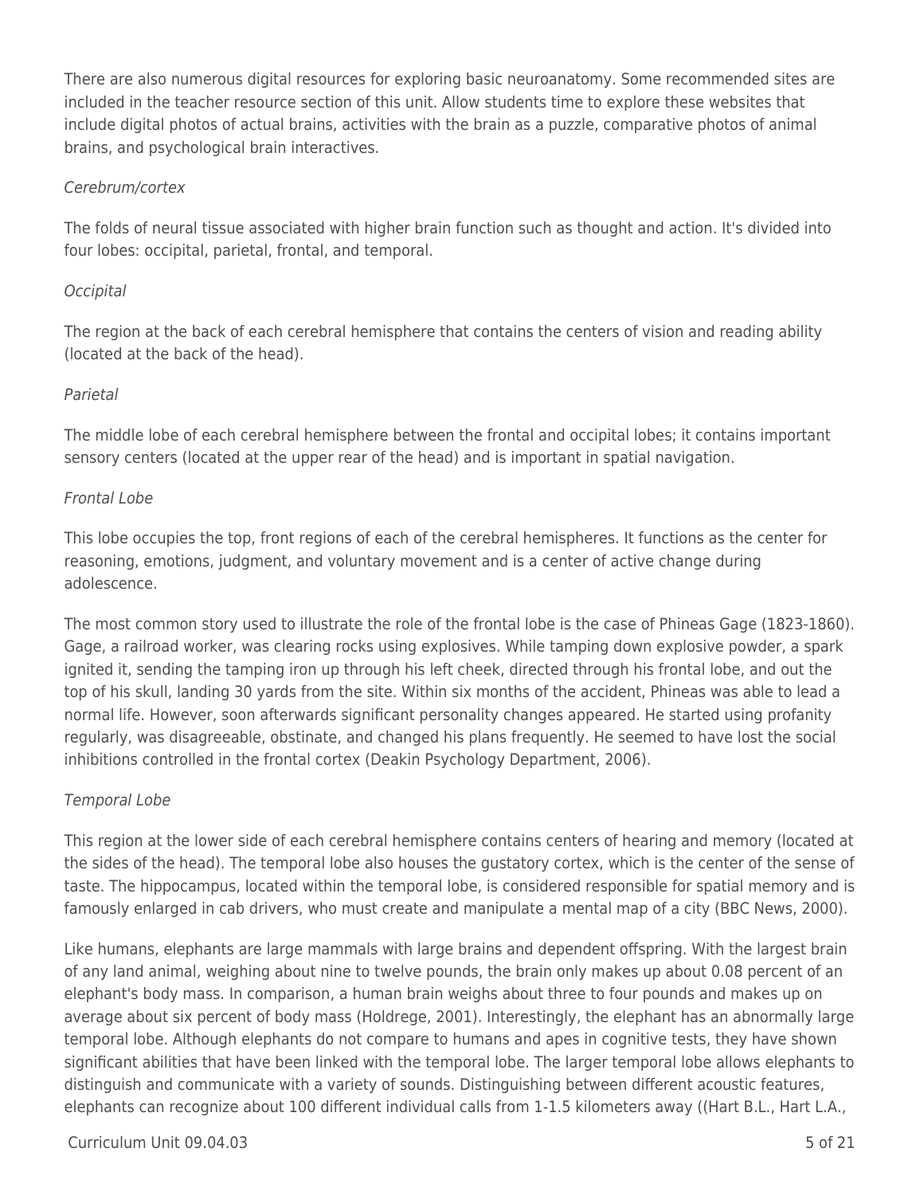There are also numerous digital resources for exploring basic neuroanatomy. Some recommended sites are included in the teacher resource section of this unit. Allow students time to explore these websites that include digital photos of actual brains, activities with the brain as a puzzle, comparative photos of animal brains, and psychological brain interactives.

*Cerebrum/cortex*

The folds of neural tissue associated with higher brain function such as thought and action. It's divided into four lobes: occipital, parietal, frontal, and temporal.

*Occipital*

The region at the back of each cerebral hemisphere that contains the centers of vision and reading ability (located at the back of the head).

*Parietal*

The middle lobe of each cerebral hemisphere between the frontal and occipital lobes; it contains important sensory centers (located at the upper rear of the head) and is important in spatial navigation.

*Frontal Lobe*

This lobe occupies the top, front regions of each of the cerebral hemispheres. It functions as the center for reasoning, emotions, judgment, and voluntary movement and is a center of active change during adolescence.

The most common story used to illustrate the role of the frontal lobe is the case of Phineas Gage (1823-1860). Gage, a railroad worker, was clearing rocks using explosives. While tamping down explosive powder, a spark ignited it, sending the tamping iron up through his left cheek, directed through his frontal lobe, and out the top of his skull, landing 30 yards from the site. Within six months of the accident, Phineas was able to lead a normal life. However, soon afterwards significant personality changes appeared. He started using profanity regularly, was disagreeable, obstinate, and changed his plans frequently. He seemed to have lost the social inhibitions controlled in the frontal cortex (Deakin Psychology Department, 2006).

*Temporal Lobe*

This region at the lower side of each cerebral hemisphere contains centers of hearing and memory (located at the sides of the head). The temporal lobe also houses the gustatory cortex, which is the center of the sense of taste. The hippocampus, located within the temporal lobe, is considered responsible for spatial memory and is famously enlarged in cab drivers, who must create and manipulate a mental map of a city (BBC News, 2000).

Like humans, elephants are large mammals with large brains and dependent offspring. With the largest brain of any land animal, weighing about nine to twelve pounds, the brain only makes up about 0.08 percent of an elephant's body mass. In comparison, a human brain weighs about three to four pounds and makes up on average about six percent of body mass (Holdrege, 2001). Interestingly, the elephant has an abnormally large temporal lobe. Although elephants do not compare to humans and apes in cognitive tests, they have shown significant abilities that have been linked with the temporal lobe. The larger temporal lobe allows elephants to distinguish and communicate with a variety of sounds. Distinguishing between different acoustic features, elephants can recognize about 100 different individual calls from 1-1.5 kilometers away ((Hart B.L., Hart L.A.,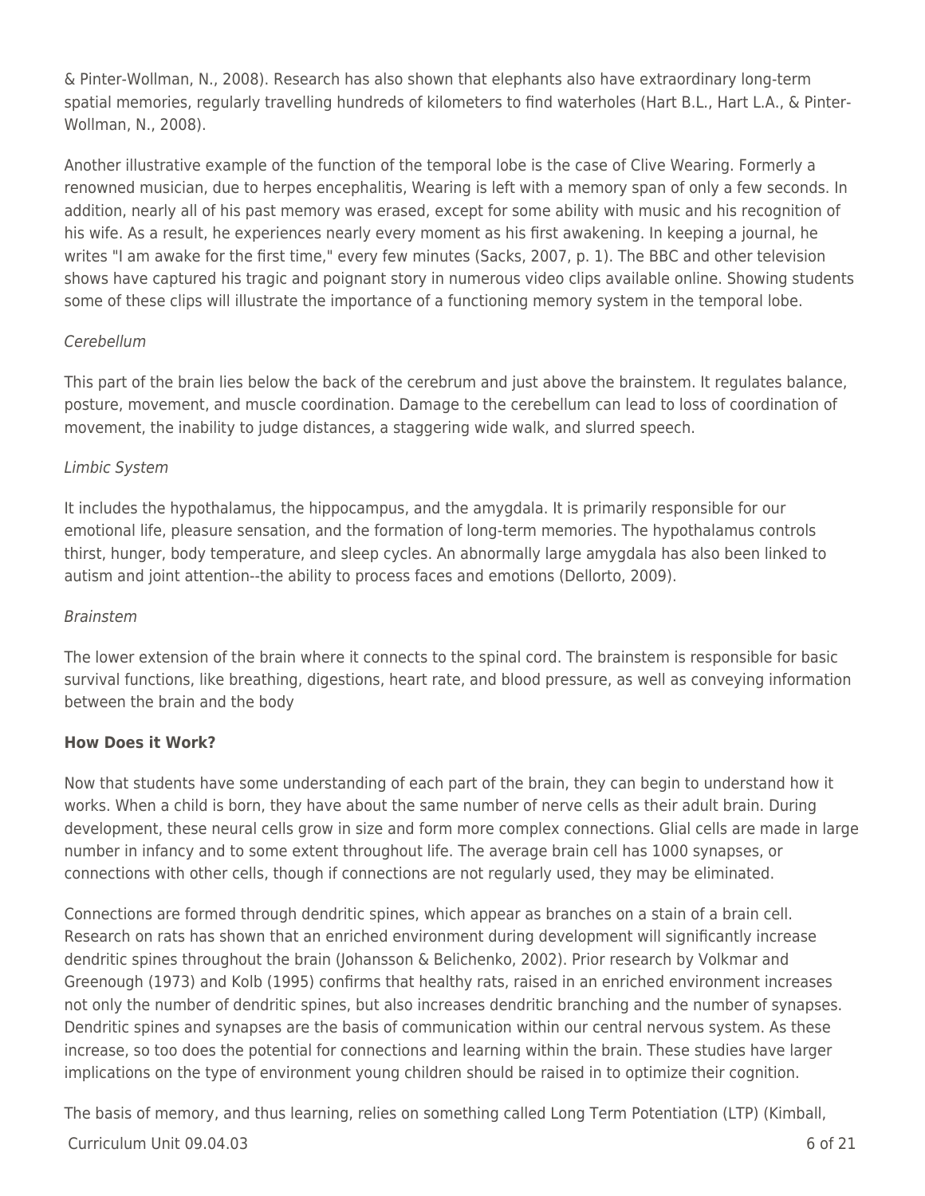& Pinter-Wollman, N., 2008). Research has also shown that elephants also have extraordinary long-term spatial memories, regularly travelling hundreds of kilometers to find waterholes (Hart B.L., Hart L.A., & Pinter-Wollman, N., 2008).

Another illustrative example of the function of the temporal lobe is the case of Clive Wearing. Formerly a renowned musician, due to herpes encephalitis, Wearing is left with a memory span of only a few seconds. In addition, nearly all of his past memory was erased, except for some ability with music and his recognition of his wife. As a result, he experiences nearly every moment as his first awakening. In keeping a journal, he writes "I am awake for the first time," every few minutes (Sacks, 2007, p. 1). The BBC and other television shows have captured his tragic and poignant story in numerous video clips available online. Showing students some of these clips will illustrate the importance of a functioning memory system in the temporal lobe.

*Cerebellum*

This part of the brain lies below the back of the cerebrum and just above the brainstem. It regulates balance, posture, movement, and muscle coordination. Damage to the cerebellum can lead to loss of coordination of movement, the inability to judge distances, a staggering wide walk, and slurred speech.

*Limbic System*

It includes the hypothalamus, the hippocampus, and the amygdala. It is primarily responsible for our emotional life, pleasure sensation, and the formation of long-term memories. The hypothalamus controls thirst, hunger, body temperature, and sleep cycles. An abnormally large amygdala has also been linked to autism and joint attention--the ability to process faces and emotions (Dellorto, 2009).

*Brainstem*

The lower extension of the brain where it connects to the spinal cord. The brainstem is responsible for basic survival functions, like breathing, digestions, heart rate, and blood pressure, as well as conveying information between the brain and the body

**How Does it Work?**

Now that students have some understanding of each part of the brain, they can begin to understand how it works. When a child is born, they have about the same number of nerve cells as their adult brain. During development, these neural cells grow in size and form more complex connections. Glial cells are made in large number in infancy and to some extent throughout life. The average brain cell has 1000 synapses, or connections with other cells, though if connections are not regularly used, they may be eliminated.

Connections are formed through dendritic spines, which appear as branches on a stain of a brain cell. Research on rats has shown that an enriched environment during development will significantly increase dendritic spines throughout the brain (Johansson & Belichenko, 2002). Prior research by Volkmar and Greenough (1973) and Kolb (1995) confirms that healthy rats, raised in an enriched environment increases not only the number of dendritic spines, but also increases dendritic branching and the number of synapses. Dendritic spines and synapses are the basis of communication within our central nervous system. As these increase, so too does the potential for connections and learning within the brain. These studies have larger implications on the type of environment young children should be raised in to optimize their cognition.

The basis of memory, and thus learning, relies on something called Long Term Potentiation (LTP) (Kimball,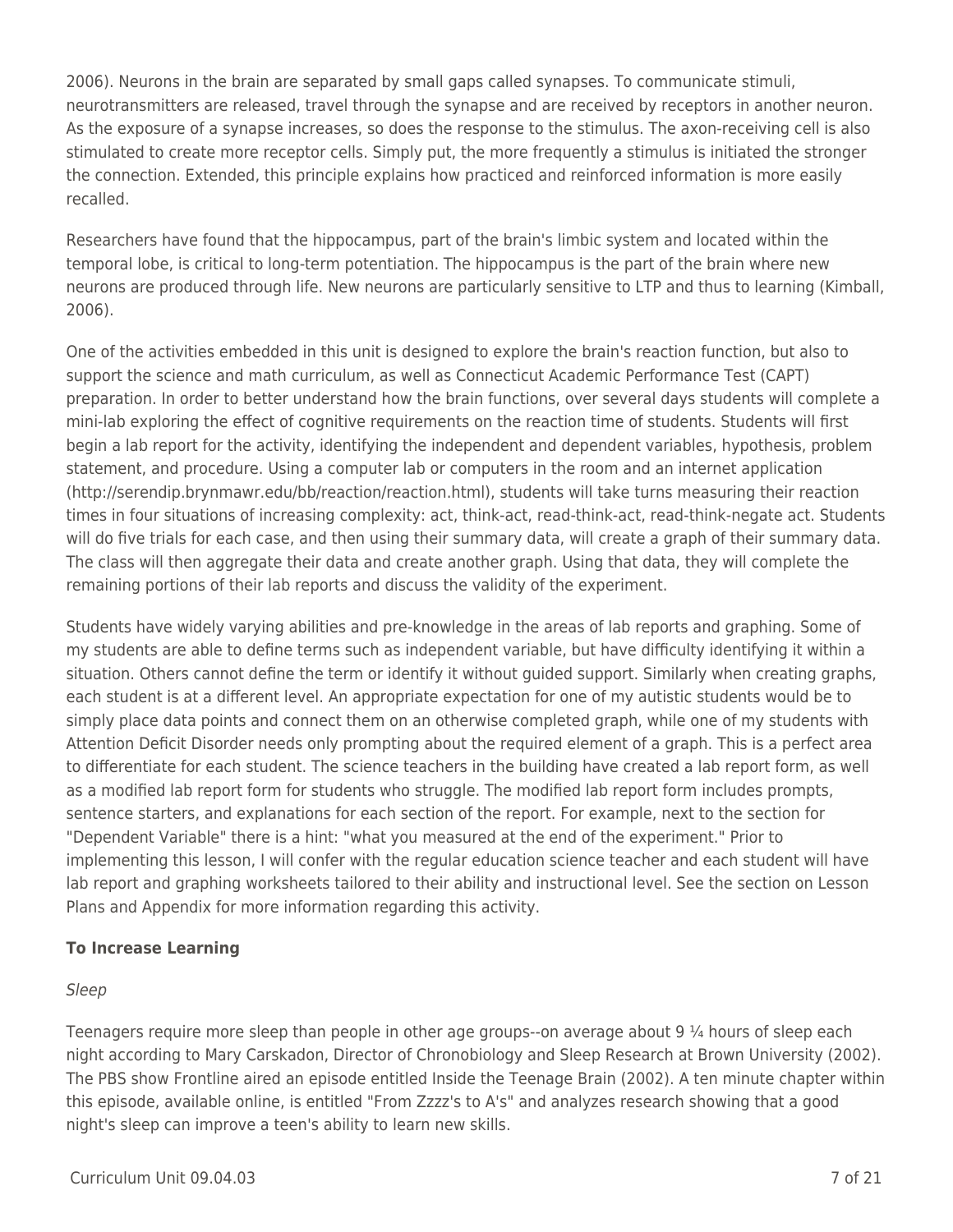2006). Neurons in the brain are separated by small gaps called synapses. To communicate stimuli, neurotransmitters are released, travel through the synapse and are received by receptors in another neuron. As the exposure of a synapse increases, so does the response to the stimulus. The axon-receiving cell is also stimulated to create more receptor cells. Simply put, the more frequently a stimulus is initiated the stronger the connection. Extended, this principle explains how practiced and reinforced information is more easily recalled.

Researchers have found that the hippocampus, part of the brain's limbic system and located within the temporal lobe, is critical to long-term potentiation. The hippocampus is the part of the brain where new neurons are produced through life. New neurons are particularly sensitive to LTP and thus to learning (Kimball, 2006).

One of the activities embedded in this unit is designed to explore the brain's reaction function, but also to support the science and math curriculum, as well as Connecticut Academic Performance Test (CAPT) preparation. In order to better understand how the brain functions, over several days students will complete a mini-lab exploring the effect of cognitive requirements on the reaction time of students. Students will first begin a lab report for the activity, identifying the independent and dependent variables, hypothesis, problem statement, and procedure. Using a computer lab or computers in the room and an internet application (http://serendip.brynmawr.edu/bb/reaction/reaction.html), students will take turns measuring their reaction times in four situations of increasing complexity: act, think-act, read-think-act, read-think-negate act. Students will do five trials for each case, and then using their summary data, will create a graph of their summary data. The class will then aggregate their data and create another graph. Using that data, they will complete the remaining portions of their lab reports and discuss the validity of the experiment.

Students have widely varying abilities and pre-knowledge in the areas of lab reports and graphing. Some of my students are able to define terms such as independent variable, but have difficulty identifying it within a situation. Others cannot define the term or identify it without guided support. Similarly when creating graphs, each student is at a different level. An appropriate expectation for one of my autistic students would be to simply place data points and connect them on an otherwise completed graph, while one of my students with Attention Deficit Disorder needs only prompting about the required element of a graph. This is a perfect area to differentiate for each student. The science teachers in the building have created a lab report form, as well as a modified lab report form for students who struggle. The modified lab report form includes prompts, sentence starters, and explanations for each section of the report. For example, next to the section for "Dependent Variable" there is a hint: "what you measured at the end of the experiment." Prior to implementing this lesson, I will confer with the regular education science teacher and each student will have lab report and graphing worksheets tailored to their ability and instructional level. See the section on Lesson Plans and Appendix for more information regarding this activity.

**To Increase Learning**

*Sleep*

Teenagers require more sleep than people in other age groups--on average about 9 ¼ hours of sleep each night according to Mary Carskadon, Director of Chronobiology and Sleep Research at Brown University (2002). The PBS show Frontline aired an episode entitled Inside the Teenage Brain (2002). A ten minute chapter within this episode, available online, is entitled "From Zzzz's to A's" and analyzes research showing that a good night's sleep can improve a teen's ability to learn new skills.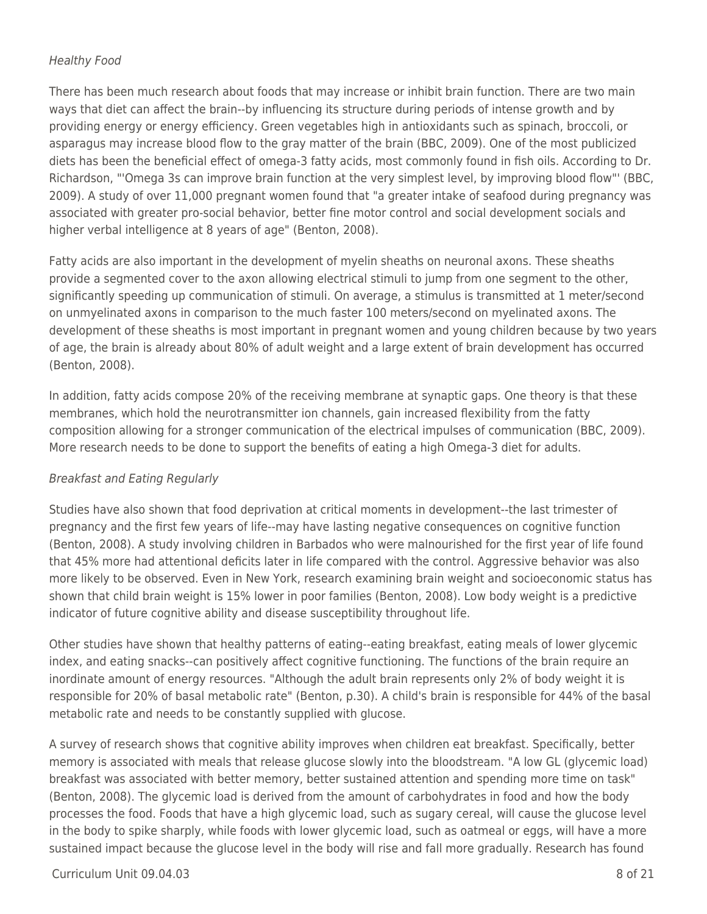*Healthy Food*

There has been much research about foods that may increase or inhibit brain function. There are two main ways that diet can affect the brain--by influencing its structure during periods of intense growth and by providing energy or energy efficiency. Green vegetables high in antioxidants such as spinach, broccoli, or asparagus may increase blood flow to the gray matter of the brain (BBC, 2009). One of the most publicized diets has been the beneficial effect of omega-3 fatty acids, most commonly found in fish oils. According to Dr. Richardson, "'Omega 3s can improve brain function at the very simplest level, by improving blood flow"' (BBC, 2009). A study of over 11,000 pregnant women found that "a greater intake of seafood during pregnancy was associated with greater pro-social behavior, better fine motor control and social development socials and higher verbal intelligence at 8 years of age" (Benton, 2008).

Fatty acids are also important in the development of myelin sheaths on neuronal axons. These sheaths provide a segmented cover to the axon allowing electrical stimuli to jump from one segment to the other, significantly speeding up communication of stimuli. On average, a stimulus is transmitted at 1 meter/second on unmyelinated axons in comparison to the much faster 100 meters/second on myelinated axons. The development of these sheaths is most important in pregnant women and young children because by two years of age, the brain is already about 80% of adult weight and a large extent of brain development has occurred (Benton, 2008).

In addition, fatty acids compose 20% of the receiving membrane at synaptic gaps. One theory is that these membranes, which hold the neurotransmitter ion channels, gain increased flexibility from the fatty composition allowing for a stronger communication of the electrical impulses of communication (BBC, 2009). More research needs to be done to support the benefits of eating a high Omega-3 diet for adults.

*Breakfast and Eating Regularly*

Studies have also shown that food deprivation at critical moments in development--the last trimester of pregnancy and the first few years of life--may have lasting negative consequences on cognitive function (Benton, 2008). A study involving children in Barbados who were malnourished for the first year of life found that 45% more had attentional deficits later in life compared with the control. Aggressive behavior was also more likely to be observed. Even in New York, research examining brain weight and socioeconomic status has shown that child brain weight is 15% lower in poor families (Benton, 2008). Low body weight is a predictive indicator of future cognitive ability and disease susceptibility throughout life.

Other studies have shown that healthy patterns of eating--eating breakfast, eating meals of lower glycemic index, and eating snacks--can positively affect cognitive functioning. The functions of the brain require an inordinate amount of energy resources. "Although the adult brain represents only 2% of body weight it is responsible for 20% of basal metabolic rate" (Benton, p.30). A child's brain is responsible for 44% of the basal metabolic rate and needs to be constantly supplied with glucose.

A survey of research shows that cognitive ability improves when children eat breakfast. Specifically, better memory is associated with meals that release glucose slowly into the bloodstream. "A low GL (glycemic load) breakfast was associated with better memory, better sustained attention and spending more time on task" (Benton, 2008). The glycemic load is derived from the amount of carbohydrates in food and how the body processes the food. Foods that have a high glycemic load, such as sugary cereal, will cause the glucose level in the body to spike sharply, while foods with lower glycemic load, such as oatmeal or eggs, will have a more sustained impact because the glucose level in the body will rise and fall more gradually. Research has found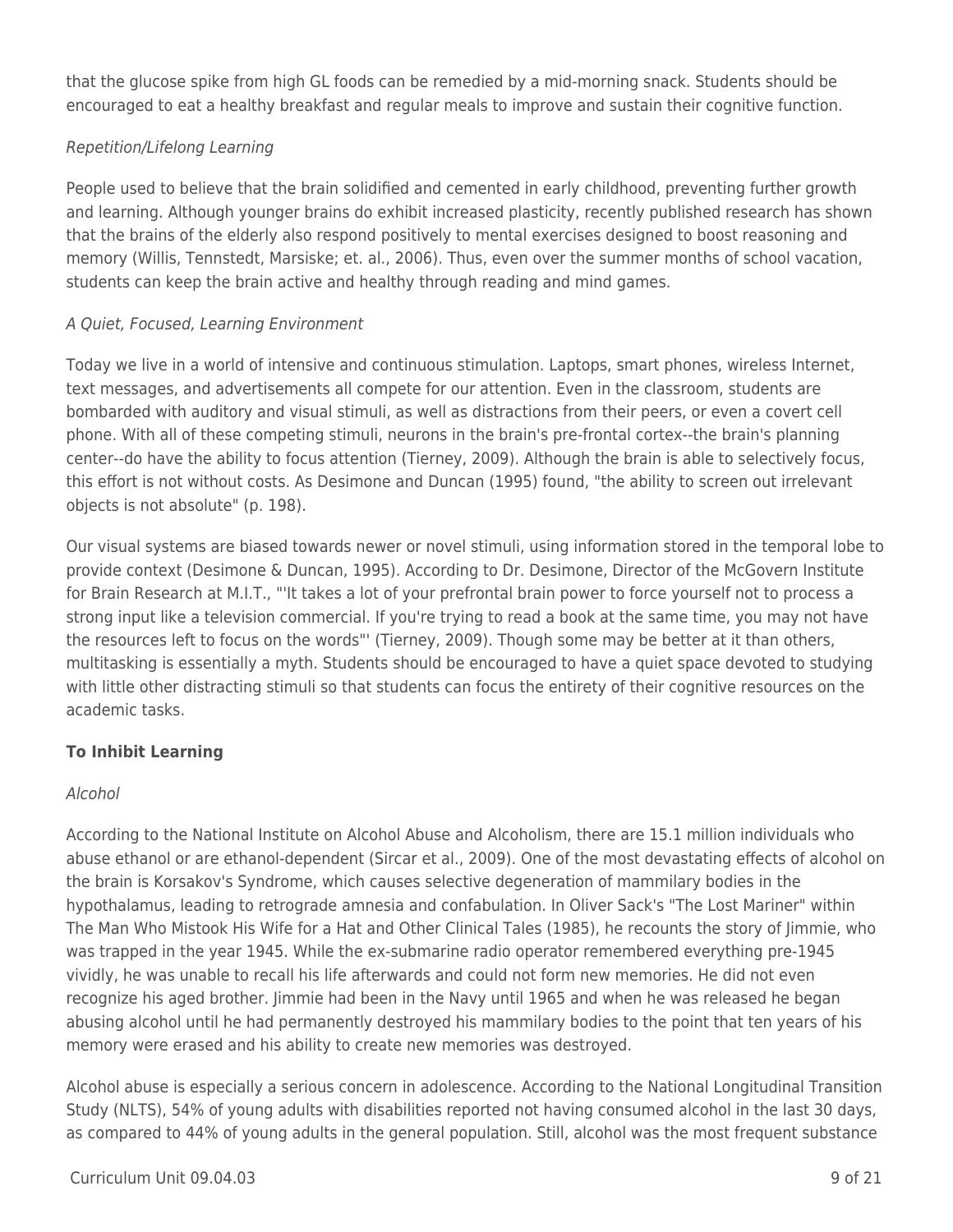that the glucose spike from high GL foods can be remedied by a mid-morning snack. Students should be encouraged to eat a healthy breakfast and regular meals to improve and sustain their cognitive function.

*Repetition/Lifelong Learning*

People used to believe that the brain solidified and cemented in early childhood, preventing further growth and learning. Although younger brains do exhibit increased plasticity, recently published research has shown that the brains of the elderly also respond positively to mental exercises designed to boost reasoning and memory (Willis, Tennstedt, Marsiske; et. al., 2006). Thus, even over the summer months of school vacation, students can keep the brain active and healthy through reading and mind games.

*A Quiet, Focused, Learning Environment*

Today we live in a world of intensive and continuous stimulation. Laptops, smart phones, wireless Internet, text messages, and advertisements all compete for our attention. Even in the classroom, students are bombarded with auditory and visual stimuli, as well as distractions from their peers, or even a covert cell phone. With all of these competing stimuli, neurons in the brain's pre-frontal cortex--the brain's planning center--do have the ability to focus attention (Tierney, 2009). Although the brain is able to selectively focus, this effort is not without costs. As Desimone and Duncan (1995) found, "the ability to screen out irrelevant objects is not absolute" (p. 198).

Our visual systems are biased towards newer or novel stimuli, using information stored in the temporal lobe to provide context (Desimone & Duncan, 1995). According to Dr. Desimone, Director of the McGovern Institute for Brain Research at M.I.T., "'It takes a lot of your prefrontal brain power to force yourself not to process a strong input like a television commercial. If you're trying to read a book at the same time, you may not have the resources left to focus on the words"' (Tierney, 2009). Though some may be better at it than others, multitasking is essentially a myth. Students should be encouraged to have a quiet space devoted to studying with little other distracting stimuli so that students can focus the entirety of their cognitive resources on the academic tasks.

**To Inhibit Learning**

*Alcohol*

According to the National Institute on Alcohol Abuse and Alcoholism, there are 15.1 million individuals who abuse ethanol or are ethanol-dependent (Sircar et al., 2009). One of the most devastating effects of alcohol on the brain is Korsakov's Syndrome, which causes selective degeneration of mammilary bodies in the hypothalamus, leading to retrograde amnesia and confabulation. In Oliver Sack's "The Lost Mariner" within The Man Who Mistook His Wife for a Hat and Other Clinical Tales (1985), he recounts the story of Jimmie, who was trapped in the year 1945. While the ex-submarine radio operator remembered everything pre-1945 vividly, he was unable to recall his life afterwards and could not form new memories. He did not even recognize his aged brother. Jimmie had been in the Navy until 1965 and when he was released he began abusing alcohol until he had permanently destroyed his mammilary bodies to the point that ten years of his memory were erased and his ability to create new memories was destroyed.

Alcohol abuse is especially a serious concern in adolescence. According to the National Longitudinal Transition Study (NLTS), 54% of young adults with disabilities reported not having consumed alcohol in the last 30 days, as compared to 44% of young adults in the general population. Still, alcohol was the most frequent substance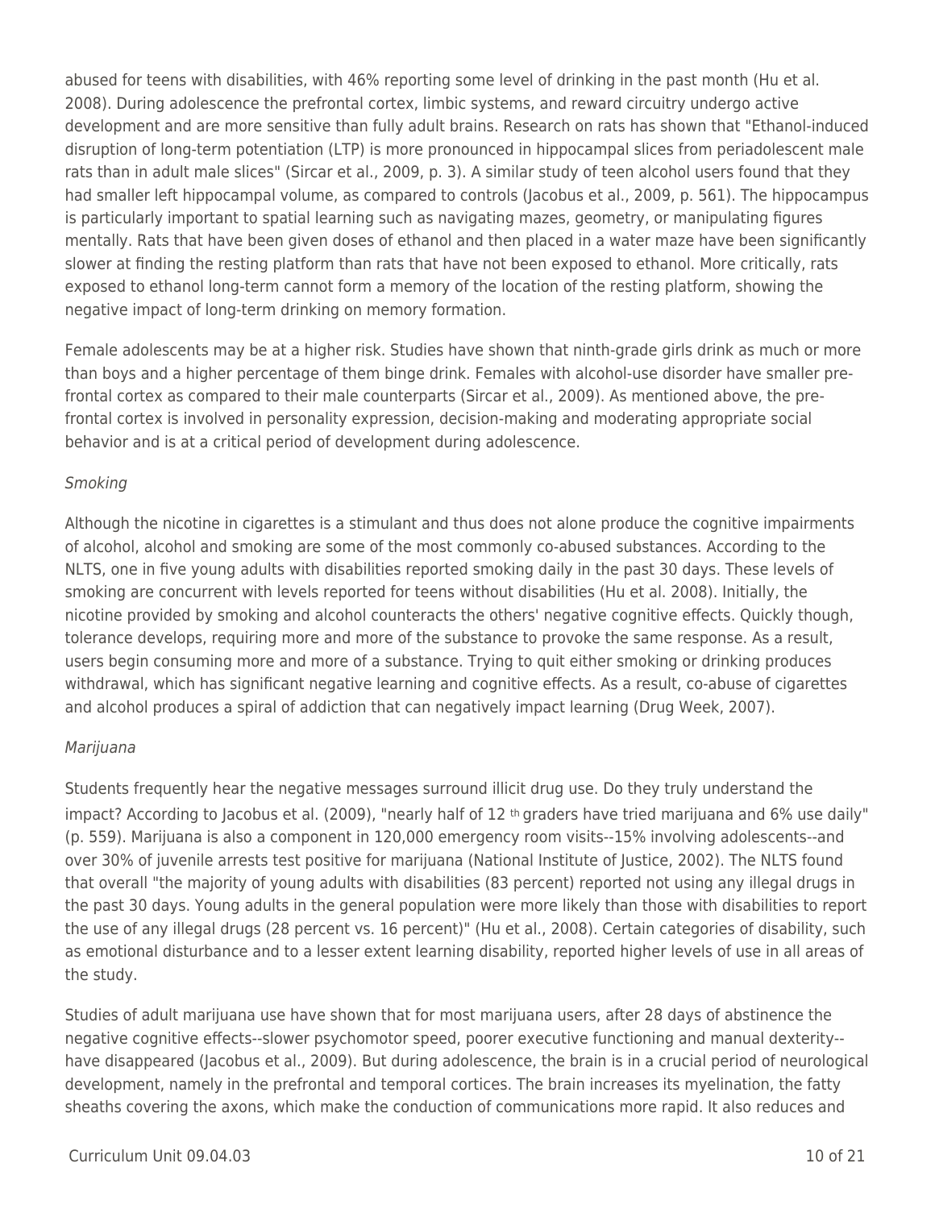abused for teens with disabilities, with 46% reporting some level of drinking in the past month (Hu et al. 2008). During adolescence the prefrontal cortex, limbic systems, and reward circuitry undergo active development and are more sensitive than fully adult brains. Research on rats has shown that "Ethanol-induced disruption of long-term potentiation (LTP) is more pronounced in hippocampal slices from periadolescent male rats than in adult male slices" (Sircar et al., 2009, p. 3). A similar study of teen alcohol users found that they had smaller left hippocampal volume, as compared to controls (Jacobus et al., 2009, p. 561). The hippocampus is particularly important to spatial learning such as navigating mazes, geometry, or manipulating figures mentally. Rats that have been given doses of ethanol and then placed in a water maze have been significantly slower at finding the resting platform than rats that have not been exposed to ethanol. More critically, rats exposed to ethanol long-term cannot form a memory of the location of the resting platform, showing the negative impact of long-term drinking on memory formation.

Female adolescents may be at a higher risk. Studies have shown that ninth-grade girls drink as much or more than boys and a higher percentage of them binge drink. Females with alcohol-use disorder have smaller pre-frontal cortex as compared to their male counterparts (Sircar et al., 2009). As mentioned above, the pre-frontal cortex is involved in personality expression, decision-making and moderating appropriate social behavior and is at a critical period of development during adolescence.

*Smoking*

Although the nicotine in cigarettes is a stimulant and thus does not alone produce the cognitive impairments of alcohol, alcohol and smoking are some of the most commonly co-abused substances. According to the NLTS, one in five young adults with disabilities reported smoking daily in the past 30 days. These levels of smoking are concurrent with levels reported for teens without disabilities (Hu et al. 2008). Initially, the nicotine provided by smoking and alcohol counteracts the others' negative cognitive effects. Quickly though, tolerance develops, requiring more and more of the substance to provoke the same response. As a result, users begin consuming more and more of a substance. Trying to quit either smoking or drinking produces withdrawal, which has significant negative learning and cognitive effects. As a result, co-abuse of cigarettes and alcohol produces a spiral of addiction that can negatively impact learning (Drug Week, 2007).

*Marijuana*

Students frequently hear the negative messages surround illicit drug use. Do they truly understand the impact? According to Jacobus et al. (2009), "nearly half of 12 th graders have tried marijuana and 6% use daily" (p. 559). Marijuana is also a component in 120,000 emergency room visits--15% involving adolescents--and over 30% of juvenile arrests test positive for marijuana (National Institute of Justice, 2002). The NLTS found that overall "the majority of young adults with disabilities (83 percent) reported not using any illegal drugs in the past 30 days. Young adults in the general population were more likely than those with disabilities to report the use of any illegal drugs (28 percent vs. 16 percent)" (Hu et al., 2008). Certain categories of disability, such as emotional disturbance and to a lesser extent learning disability, reported higher levels of use in all areas of the study.

Studies of adult marijuana use have shown that for most marijuana users, after 28 days of abstinence the negative cognitive effects--slower psychomotor speed, poorer executive functioning and manual dexterity--have disappeared (Jacobus et al., 2009). But during adolescence, the brain is in a crucial period of neurological development, namely in the prefrontal and temporal cortices. The brain increases its myelination, the fatty sheaths covering the axons, which make the conduction of communications more rapid. It also reduces and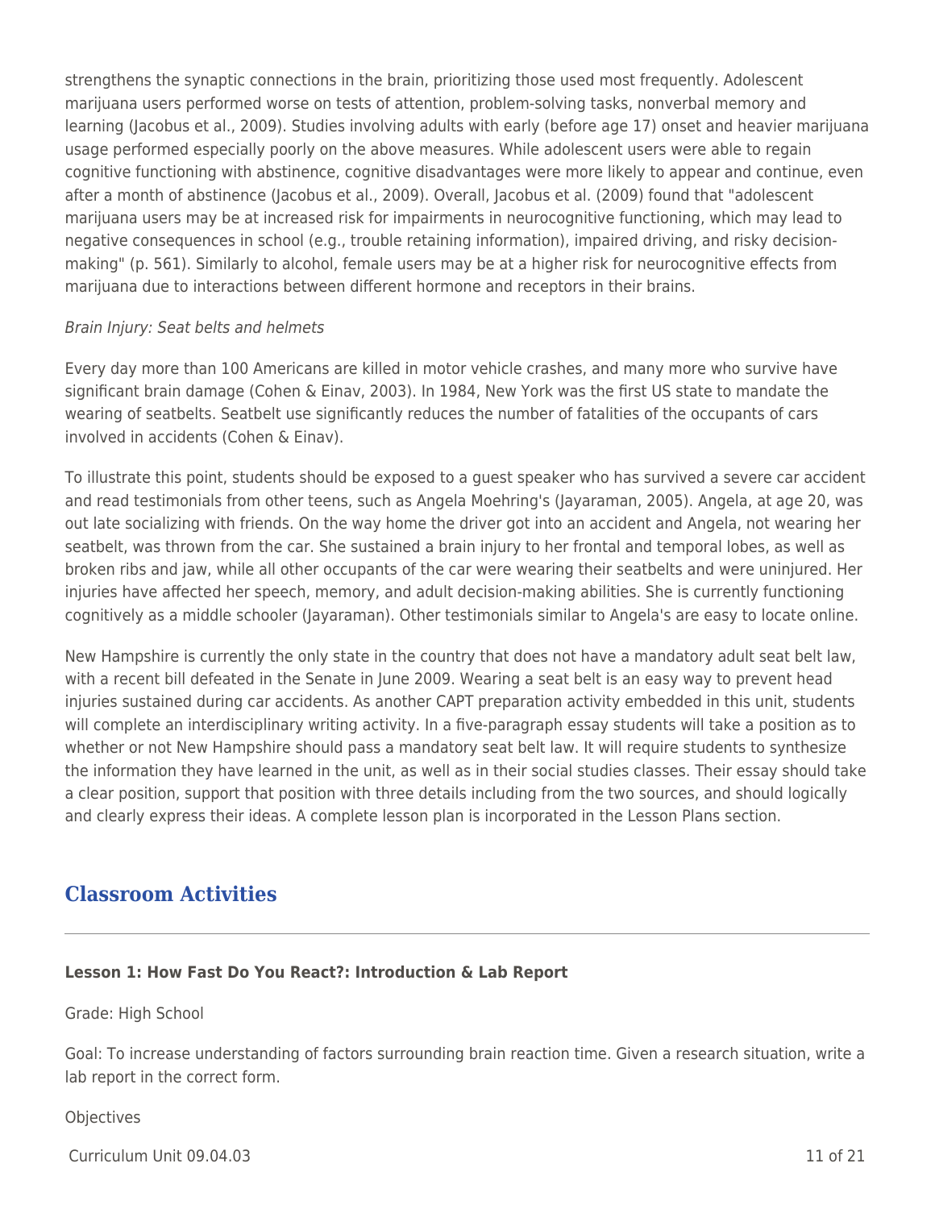strengthens the synaptic connections in the brain, prioritizing those used most frequently. Adolescent marijuana users performed worse on tests of attention, problem-solving tasks, nonverbal memory and learning (Jacobus et al., 2009). Studies involving adults with early (before age 17) onset and heavier marijuana usage performed especially poorly on the above measures. While adolescent users were able to regain cognitive functioning with abstinence, cognitive disadvantages were more likely to appear and continue, even after a month of abstinence (Jacobus et al., 2009). Overall, Jacobus et al. (2009) found that "adolescent marijuana users may be at increased risk for impairments in neurocognitive functioning, which may lead to negative consequences in school (e.g., trouble retaining information), impaired driving, and risky decision-making" (p. 561). Similarly to alcohol, female users may be at a higher risk for neurocognitive effects from marijuana due to interactions between different hormone and receptors in their brains.

*Brain Injury: Seat belts and helmets*

Every day more than 100 Americans are killed in motor vehicle crashes, and many more who survive have significant brain damage (Cohen & Einav, 2003). In 1984, New York was the first US state to mandate the wearing of seatbelts. Seatbelt use significantly reduces the number of fatalities of the occupants of cars involved in accidents (Cohen & Einav).

To illustrate this point, students should be exposed to a guest speaker who has survived a severe car accident and read testimonials from other teens, such as Angela Moehring's (Jayaraman, 2005). Angela, at age 20, was out late socializing with friends. On the way home the driver got into an accident and Angela, not wearing her seatbelt, was thrown from the car. She sustained a brain injury to her frontal and temporal lobes, as well as broken ribs and jaw, while all other occupants of the car were wearing their seatbelts and were uninjured. Her injuries have affected her speech, memory, and adult decision-making abilities. She is currently functioning cognitively as a middle schooler (Jayaraman). Other testimonials similar to Angela's are easy to locate online.

New Hampshire is currently the only state in the country that does not have a mandatory adult seat belt law, with a recent bill defeated in the Senate in June 2009. Wearing a seat belt is an easy way to prevent head injuries sustained during car accidents. As another CAPT preparation activity embedded in this unit, students will complete an interdisciplinary writing activity. In a five-paragraph essay students will take a position as to whether or not New Hampshire should pass a mandatory seat belt law. It will require students to synthesize the information they have learned in the unit, as well as in their social studies classes. Their essay should take a clear position, support that position with three details including from the two sources, and should logically and clearly express their ideas. A complete lesson plan is incorporated in the Lesson Plans section.

## Classroom Activities

**Lesson 1: How Fast Do You React?: Introduction & Lab Report**

Grade: High School

Goal: To increase understanding of factors surrounding brain reaction time. Given a research situation, write a lab report in the correct form.

Objectives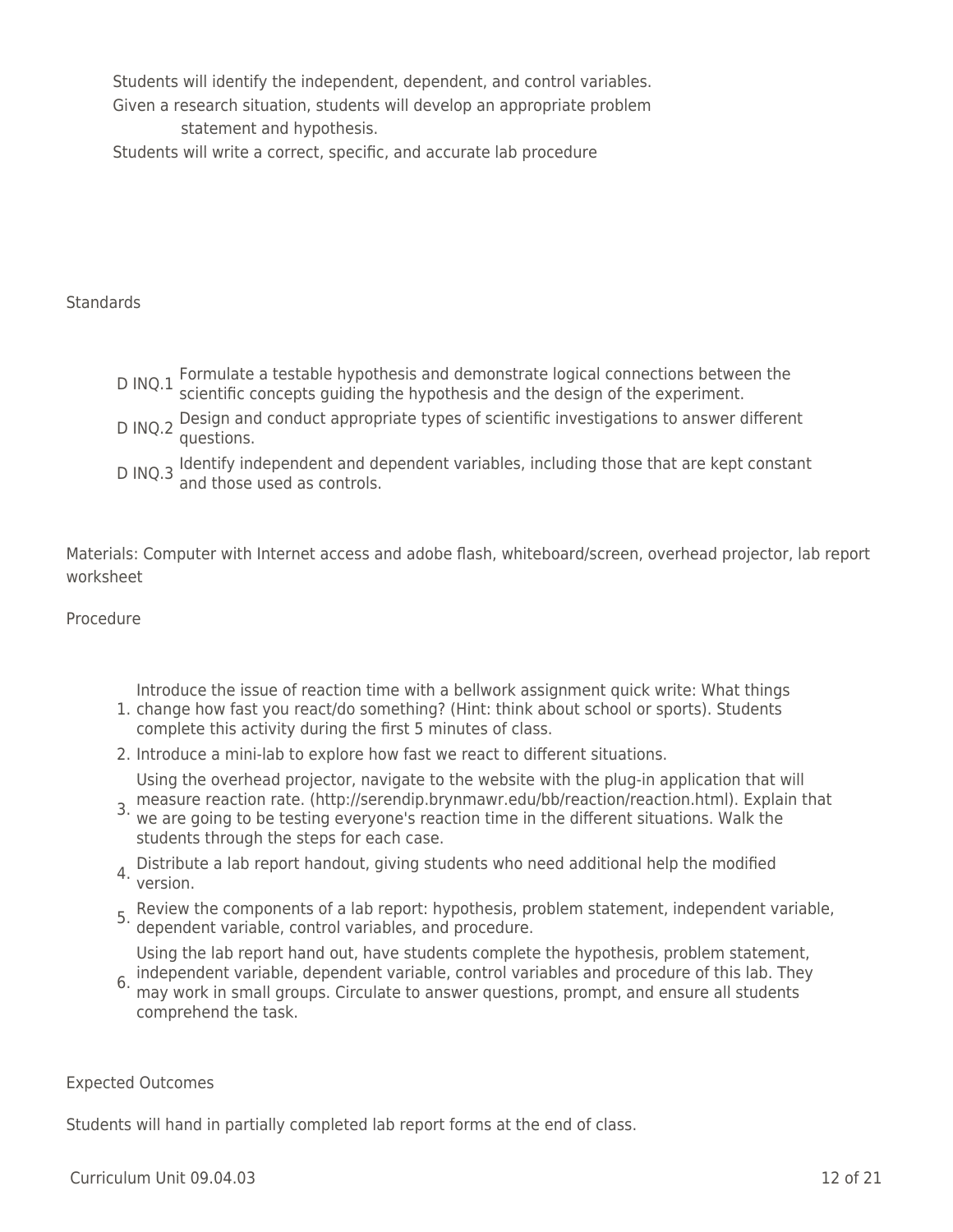Students will identify the independent, dependent, and control variables.

Given a research situation, students will develop an appropriate problem statement and hypothesis.

Students will write a correct, specific, and accurate lab procedure

## Standards

| | |
|---|---|
| D INQ.1 | Formulate a testable hypothesis and demonstrate logical connections between the scientific concepts guiding the hypothesis and the design of the experiment. |
| D INQ.2 | Design and conduct appropriate types of scientific investigations to answer different questions. |
| D INQ.3 | Identify independent and dependent variables, including those that are kept constant and those used as controls. |

Materials: Computer with Internet access and adobe flash, whiteboard/screen, overhead projector, lab report worksheet

## Procedure

1. Introduce the issue of reaction time with a bellwork assignment quick write: What things change how fast you react/do something? (Hint: think about school or sports). Students complete this activity during the first 5 minutes of class.
2. Introduce a mini-lab to explore how fast we react to different situations.
3. Using the overhead projector, navigate to the website with the plug-in application that will measure reaction rate. (http://serendip.brynmawr.edu/bb/reaction/reaction.html). Explain that we are going to be testing everyone's reaction time in the different situations. Walk the students through the steps for each case.
4. Distribute a lab report handout, giving students who need additional help the modified version.
5. Review the components of a lab report: hypothesis, problem statement, independent variable, dependent variable, control variables, and procedure.
6. Using the lab report hand out, have students complete the hypothesis, problem statement, independent variable, dependent variable, control variables and procedure of this lab. They may work in small groups. Circulate to answer questions, prompt, and ensure all students comprehend the task.

## Expected Outcomes

Students will hand in partially completed lab report forms at the end of class.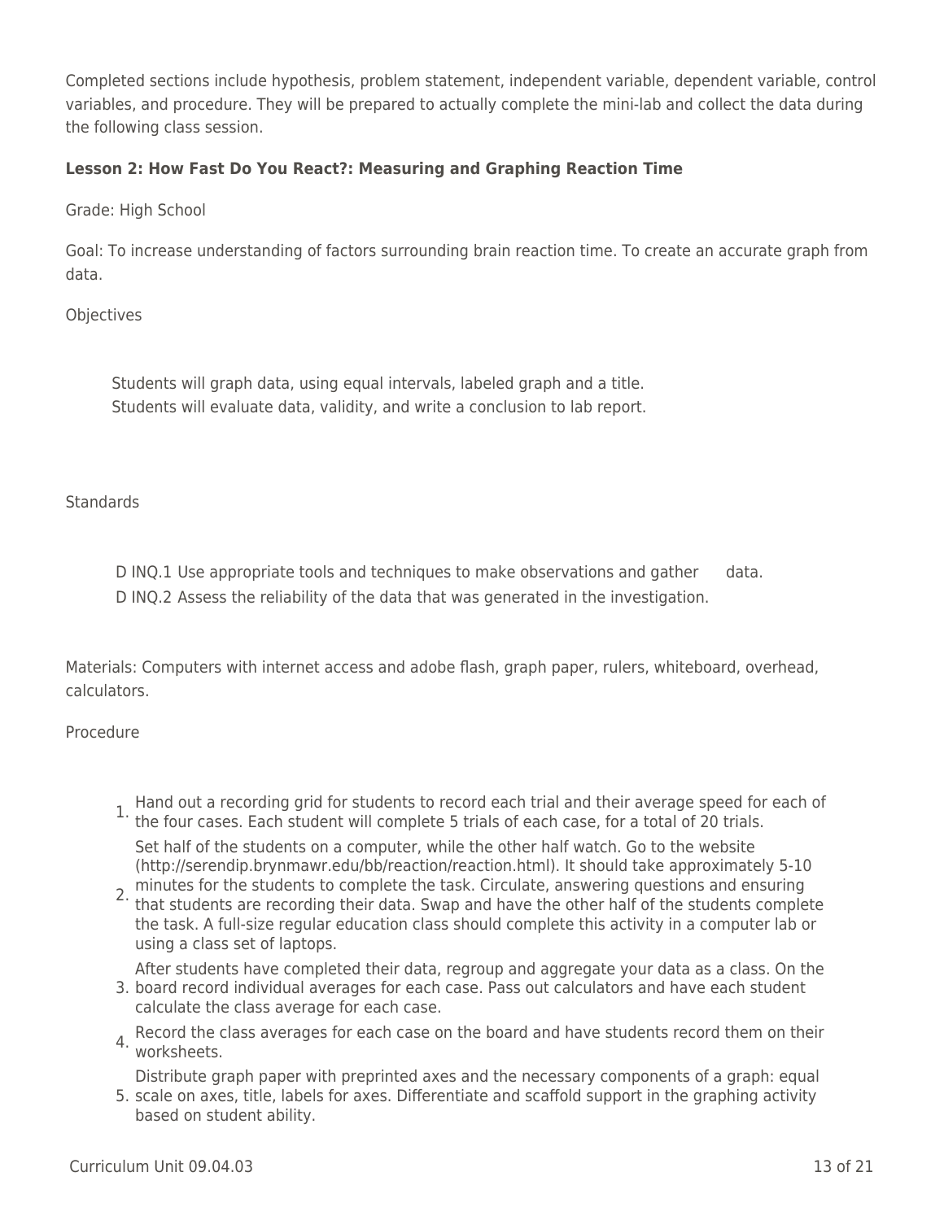Completed sections include hypothesis, problem statement, independent variable, dependent variable, control variables, and procedure. They will be prepared to actually complete the mini-lab and collect the data during the following class session.

**Lesson 2: How Fast Do You React?: Measuring and Graphing Reaction Time**

Grade: High School

Goal: To increase understanding of factors surrounding brain reaction time. To create an accurate graph from data.

Objectives

Students will graph data, using equal intervals, labeled graph and a title.
Students will evaluate data, validity, and write a conclusion to lab report.

Standards

D INQ.1 Use appropriate tools and techniques to make observations and gather data.
D INQ.2 Assess the reliability of the data that was generated in the investigation.

Materials: Computers with internet access and adobe flash, graph paper, rulers, whiteboard, overhead, calculators.

Procedure

1. Hand out a recording grid for students to record each trial and their average speed for each of the four cases. Each student will complete 5 trials of each case, for a total of 20 trials.
2. Set half of the students on a computer, while the other half watch. Go to the website (http://serendip.brynmawr.edu/bb/reaction/reaction.html). It should take approximately 5-10 minutes for the students to complete the task. Circulate, answering questions and ensuring that students are recording their data. Swap and have the other half of the students complete the task. A full-size regular education class should complete this activity in a computer lab or using a class set of laptops.
3. After students have completed their data, regroup and aggregate your data as a class. On the board record individual averages for each case. Pass out calculators and have each student calculate the class average for each case.
4. Record the class averages for each case on the board and have students record them on their worksheets.
5. Distribute graph paper with preprinted axes and the necessary components of a graph: equal scale on axes, title, labels for axes. Differentiate and scaffold support in the graphing activity based on student ability.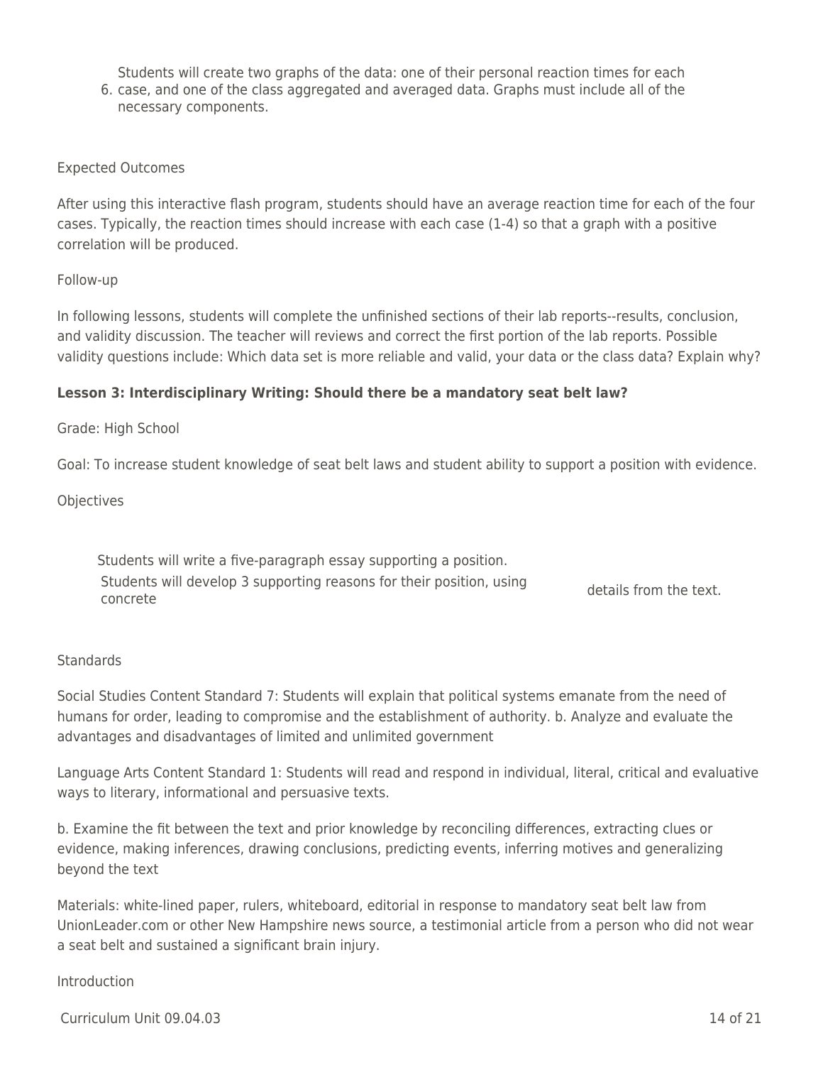6. Students will create two graphs of the data: one of their personal reaction times for each case, and one of the class aggregated and averaged data. Graphs must include all of the necessary components.

Expected Outcomes

After using this interactive flash program, students should have an average reaction time for each of the four cases. Typically, the reaction times should increase with each case (1-4) so that a graph with a positive correlation will be produced.

Follow-up

In following lessons, students will complete the unfinished sections of their lab reports--results, conclusion, and validity discussion. The teacher will reviews and correct the first portion of the lab reports. Possible validity questions include: Which data set is more reliable and valid, your data or the class data? Explain why?

**Lesson 3: Interdisciplinary Writing: Should there be a mandatory seat belt law?**

Grade: High School

Goal: To increase student knowledge of seat belt laws and student ability to support a position with evidence.

Objectives

- Students will write a five-paragraph essay supporting a position.
- Students will develop 3 supporting reasons for their position, using concrete details from the text.

Standards

Social Studies Content Standard 7: Students will explain that political systems emanate from the need of humans for order, leading to compromise and the establishment of authority. b. Analyze and evaluate the advantages and disadvantages of limited and unlimited government

Language Arts Content Standard 1: Students will read and respond in individual, literal, critical and evaluative ways to literary, informational and persuasive texts.

b. Examine the fit between the text and prior knowledge by reconciling differences, extracting clues or evidence, making inferences, drawing conclusions, predicting events, inferring motives and generalizing beyond the text

Materials: white-lined paper, rulers, whiteboard, editorial in response to mandatory seat belt law from UnionLeader.com or other New Hampshire news source, a testimonial article from a person who did not wear a seat belt and sustained a significant brain injury.

Introduction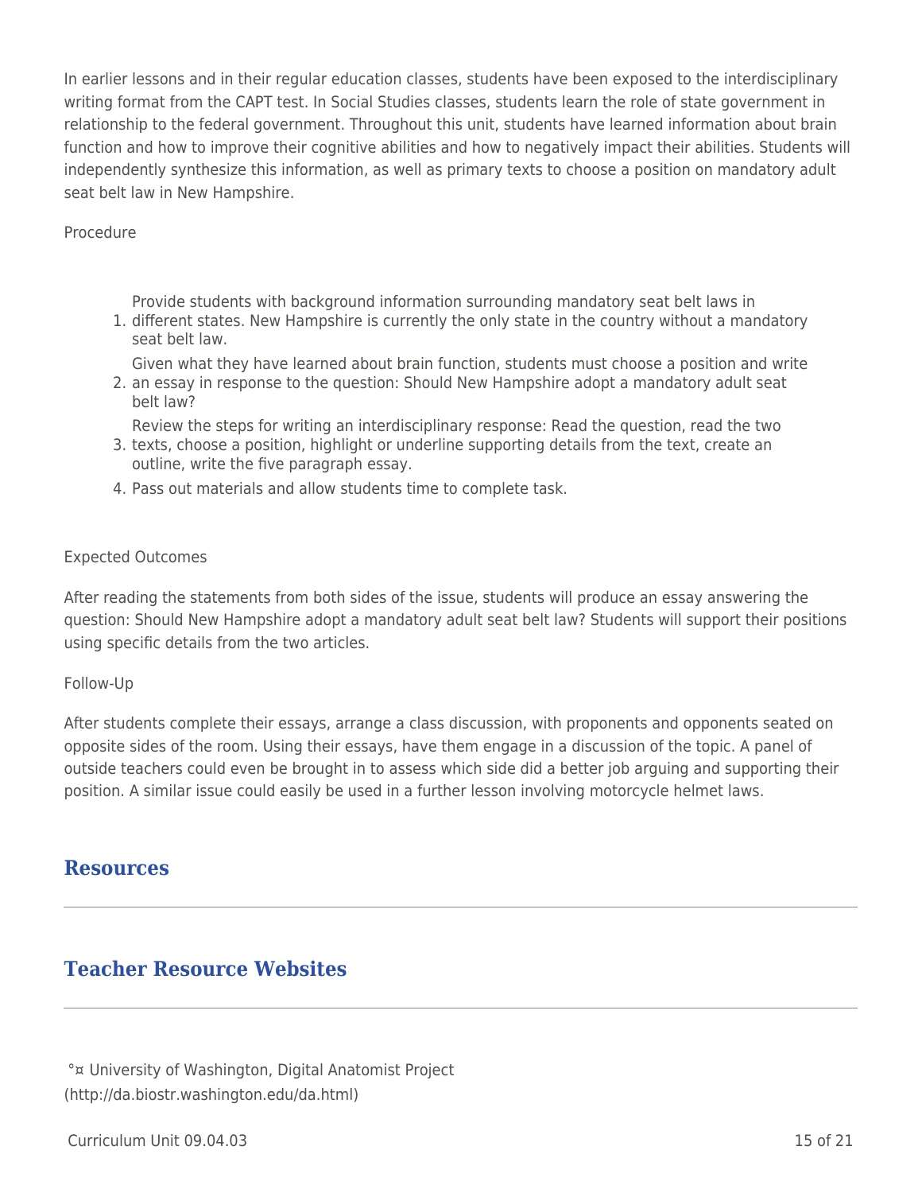In earlier lessons and in their regular education classes, students have been exposed to the interdisciplinary writing format from the CAPT test. In Social Studies classes, students learn the role of state government in relationship to the federal government. Throughout this unit, students have learned information about brain function and how to improve their cognitive abilities and how to negatively impact their abilities. Students will independently synthesize this information, as well as primary texts to choose a position on mandatory adult seat belt law in New Hampshire.

Procedure

1. Provide students with background information surrounding mandatory seat belt laws in different states. New Hampshire is currently the only state in the country without a mandatory seat belt law.
2. Given what they have learned about brain function, students must choose a position and write an essay in response to the question: Should New Hampshire adopt a mandatory adult seat belt law?
3. Review the steps for writing an interdisciplinary response: Read the question, read the two texts, choose a position, highlight or underline supporting details from the text, create an outline, write the five paragraph essay.
4. Pass out materials and allow students time to complete task.

Expected Outcomes

After reading the statements from both sides of the issue, students will produce an essay answering the question: Should New Hampshire adopt a mandatory adult seat belt law? Students will support their positions using specific details from the two articles.

Follow-Up

After students complete their essays, arrange a class discussion, with proponents and opponents seated on opposite sides of the room. Using their essays, have them engage in a discussion of the topic. A panel of outside teachers could even be brought in to assess which side did a better job arguing and supporting their position. A similar issue could easily be used in a further lesson involving motorcycle helmet laws.

## Resources

## Teacher Resource Websites

°¤ University of Washington, Digital Anatomist Project (http://da.biostr.washington.edu/da.html)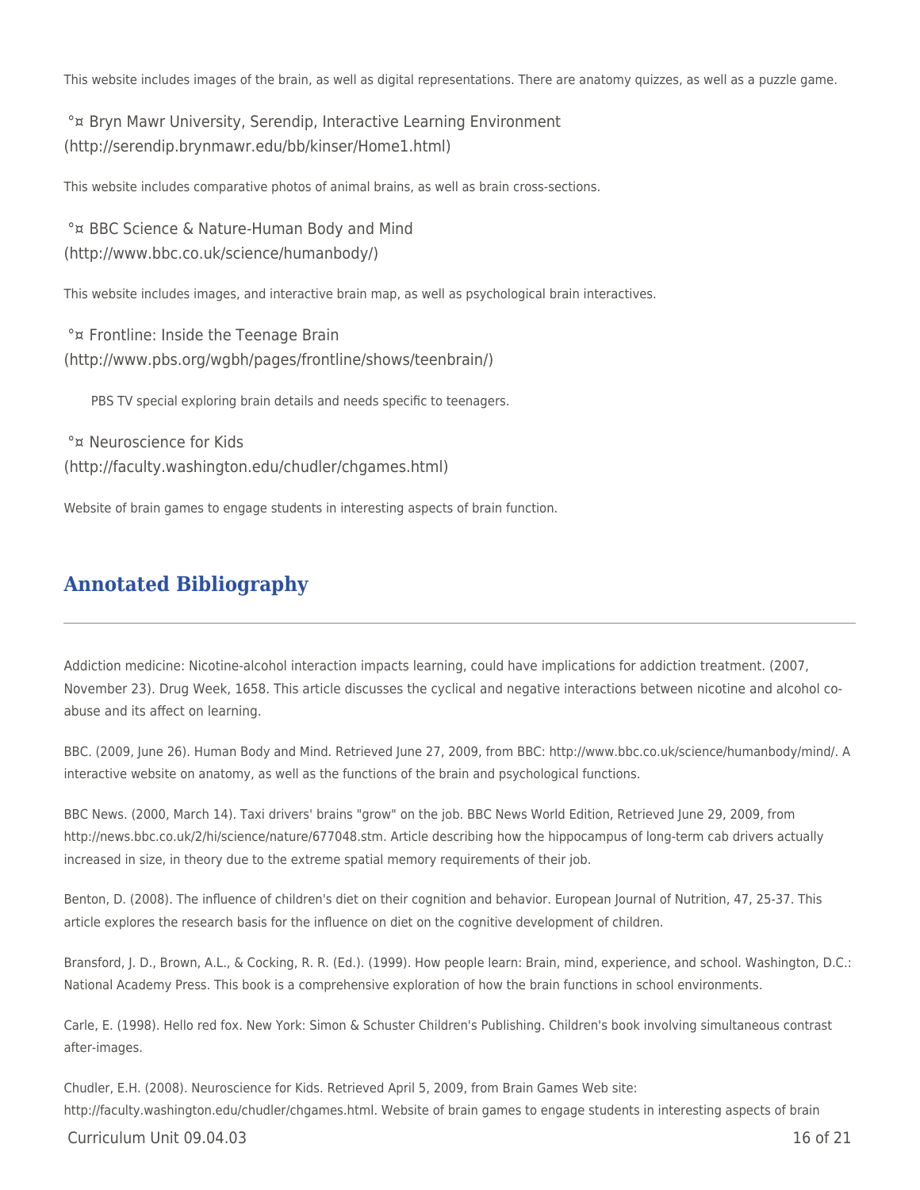This website includes images of the brain, as well as digital representations. There are anatomy quizzes, as well as a puzzle game.

°¤ Bryn Mawr University, Serendip, Interactive Learning Environment (http://serendip.brynmawr.edu/bb/kinser/Home1.html)

This website includes comparative photos of animal brains, as well as brain cross-sections.

°¤ BBC Science & Nature-Human Body and Mind (http://www.bbc.co.uk/science/humanbody/)

This website includes images, and interactive brain map, as well as psychological brain interactives.

°¤ Frontline: Inside the Teenage Brain (http://www.pbs.org/wgbh/pages/frontline/shows/teenbrain/)

PBS TV special exploring brain details and needs specific to teenagers.

°¤ Neuroscience for Kids (http://faculty.washington.edu/chudler/chgames.html)

Website of brain games to engage students in interesting aspects of brain function.

## Annotated Bibliography

Addiction medicine: Nicotine-alcohol interaction impacts learning, could have implications for addiction treatment. (2007, November 23). Drug Week, 1658. This article discusses the cyclical and negative interactions between nicotine and alcohol co-abuse and its affect on learning.

BBC. (2009, June 26). Human Body and Mind. Retrieved June 27, 2009, from BBC: http://www.bbc.co.uk/science/humanbody/mind/. A interactive website on anatomy, as well as the functions of the brain and psychological functions.

BBC News. (2000, March 14). Taxi drivers' brains "grow" on the job. BBC News World Edition, Retrieved June 29, 2009, from http://news.bbc.co.uk/2/hi/science/nature/677048.stm. Article describing how the hippocampus of long-term cab drivers actually increased in size, in theory due to the extreme spatial memory requirements of their job.

Benton, D. (2008). The influence of children's diet on their cognition and behavior. European Journal of Nutrition, 47, 25-37. This article explores the research basis for the influence on diet on the cognitive development of children.

Bransford, J. D., Brown, A.L., & Cocking, R. R. (Ed.). (1999). How people learn: Brain, mind, experience, and school. Washington, D.C.: National Academy Press. This book is a comprehensive exploration of how the brain functions in school environments.

Carle, E. (1998). Hello red fox. New York: Simon & Schuster Children's Publishing. Children's book involving simultaneous contrast after-images.

Chudler, E.H. (2008). Neuroscience for Kids. Retrieved April 5, 2009, from Brain Games Web site: http://faculty.washington.edu/chudler/chgames.html. Website of brain games to engage students in interesting aspects of brain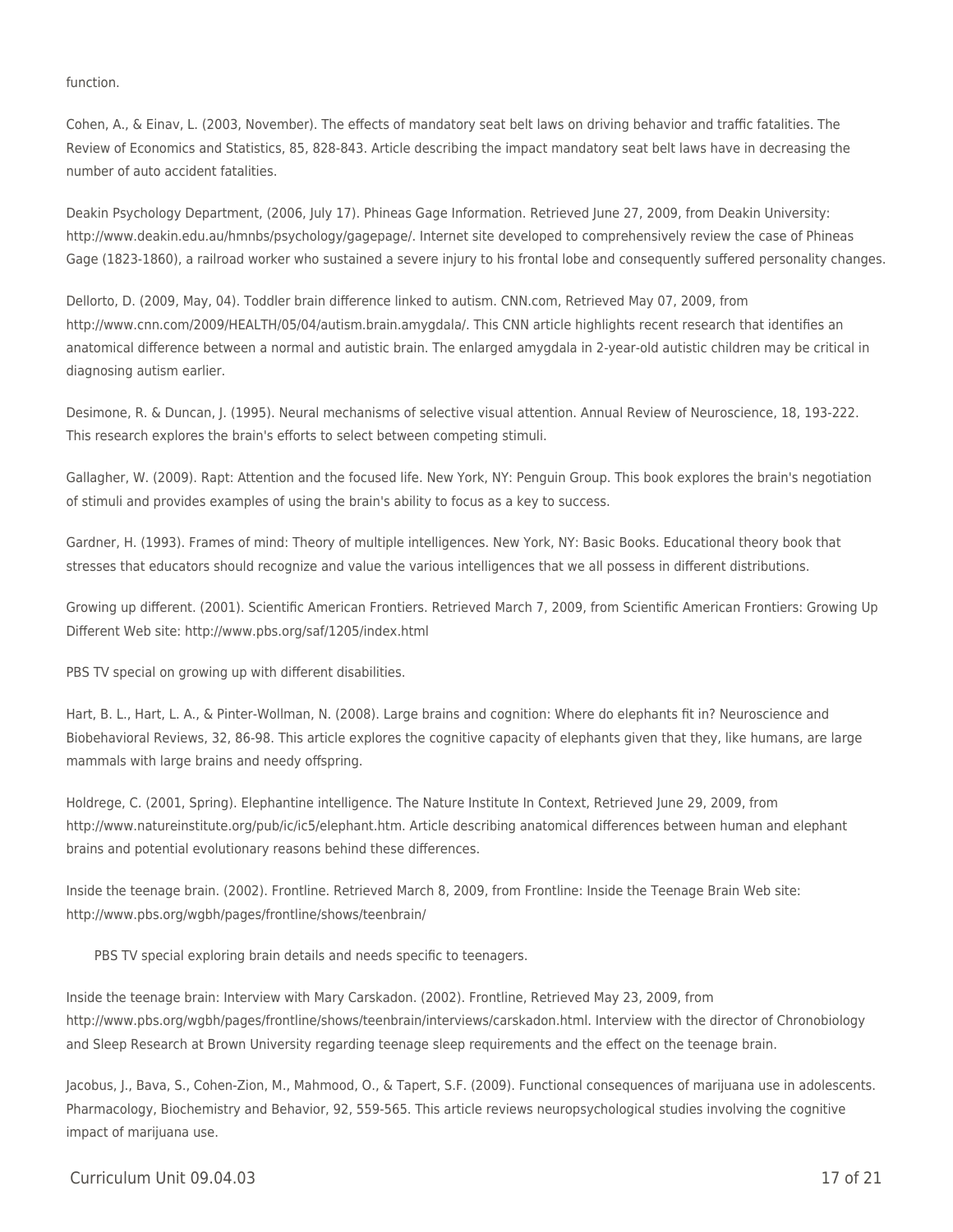function.

Cohen, A., & Einav, L. (2003, November). The effects of mandatory seat belt laws on driving behavior and traffic fatalities. The Review of Economics and Statistics, 85, 828-843. Article describing the impact mandatory seat belt laws have in decreasing the number of auto accident fatalities.

Deakin Psychology Department, (2006, July 17). Phineas Gage Information. Retrieved June 27, 2009, from Deakin University: http://www.deakin.edu.au/hmnbs/psychology/gagepage/. Internet site developed to comprehensively review the case of Phineas Gage (1823-1860), a railroad worker who sustained a severe injury to his frontal lobe and consequently suffered personality changes.

Dellorto, D. (2009, May, 04). Toddler brain difference linked to autism. CNN.com, Retrieved May 07, 2009, from http://www.cnn.com/2009/HEALTH/05/04/autism.brain.amygdala/. This CNN article highlights recent research that identifies an anatomical difference between a normal and autistic brain. The enlarged amygdala in 2-year-old autistic children may be critical in diagnosing autism earlier.

Desimone, R. & Duncan, J. (1995). Neural mechanisms of selective visual attention. Annual Review of Neuroscience, 18, 193-222. This research explores the brain's efforts to select between competing stimuli.

Gallagher, W. (2009). Rapt: Attention and the focused life. New York, NY: Penguin Group. This book explores the brain's negotiation of stimuli and provides examples of using the brain's ability to focus as a key to success.

Gardner, H. (1993). Frames of mind: Theory of multiple intelligences. New York, NY: Basic Books. Educational theory book that stresses that educators should recognize and value the various intelligences that we all possess in different distributions.

Growing up different. (2001). Scientific American Frontiers. Retrieved March 7, 2009, from Scientific American Frontiers: Growing Up Different Web site: http://www.pbs.org/saf/1205/index.html

PBS TV special on growing up with different disabilities.

Hart, B. L., Hart, L. A., & Pinter-Wollman, N. (2008). Large brains and cognition: Where do elephants fit in? Neuroscience and Biobehavioral Reviews, 32, 86-98. This article explores the cognitive capacity of elephants given that they, like humans, are large mammals with large brains and needy offspring.

Holdrege, C. (2001, Spring). Elephantine intelligence. The Nature Institute In Context, Retrieved June 29, 2009, from http://www.natureinstitute.org/pub/ic/ic5/elephant.htm. Article describing anatomical differences between human and elephant brains and potential evolutionary reasons behind these differences.

Inside the teenage brain. (2002). Frontline. Retrieved March 8, 2009, from Frontline: Inside the Teenage Brain Web site: http://www.pbs.org/wgbh/pages/frontline/shows/teenbrain/

PBS TV special exploring brain details and needs specific to teenagers.

Inside the teenage brain: Interview with Mary Carskadon. (2002). Frontline, Retrieved May 23, 2009, from http://www.pbs.org/wgbh/pages/frontline/shows/teenbrain/interviews/carskadon.html. Interview with the director of Chronobiology and Sleep Research at Brown University regarding teenage sleep requirements and the effect on the teenage brain.

Jacobus, J., Bava, S., Cohen-Zion, M., Mahmood, O., & Tapert, S.F. (2009). Functional consequences of marijuana use in adolescents. Pharmacology, Biochemistry and Behavior, 92, 559-565. This article reviews neuropsychological studies involving the cognitive impact of marijuana use.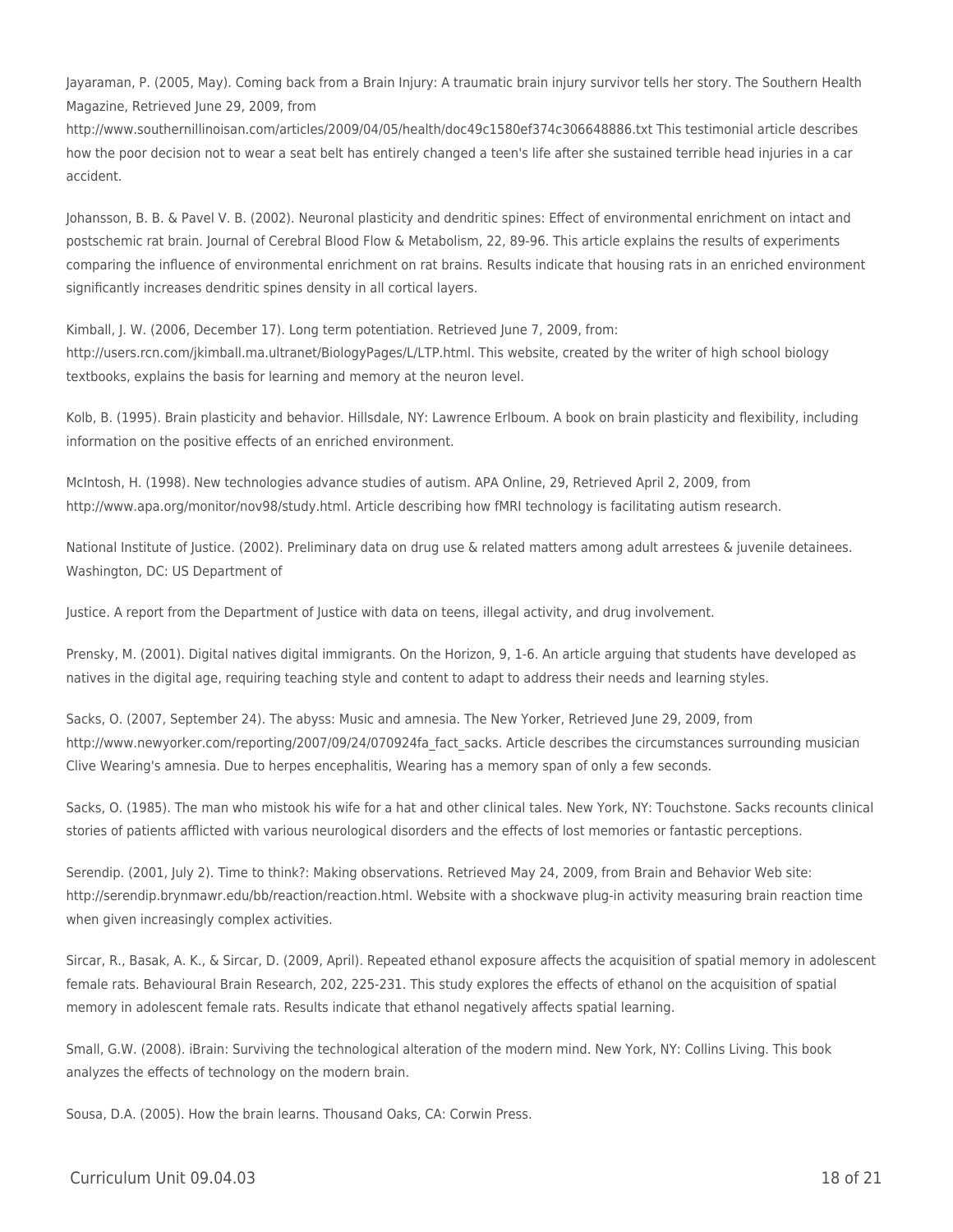Jayaraman, P. (2005, May). Coming back from a Brain Injury: A traumatic brain injury survivor tells her story. The Southern Health Magazine, Retrieved June 29, 2009, from http://www.southernillinoisan.com/articles/2009/04/05/health/doc49c1580ef374c306648886.txt This testimonial article describes how the poor decision not to wear a seat belt has entirely changed a teen's life after she sustained terrible head injuries in a car accident.

Johansson, B. B. & Pavel V. B. (2002). Neuronal plasticity and dendritic spines: Effect of environmental enrichment on intact and postschemic rat brain. Journal of Cerebral Blood Flow & Metabolism, 22, 89-96. This article explains the results of experiments comparing the influence of environmental enrichment on rat brains. Results indicate that housing rats in an enriched environment significantly increases dendritic spines density in all cortical layers.

Kimball, J. W. (2006, December 17). Long term potentiation. Retrieved June 7, 2009, from: http://users.rcn.com/jkimball.ma.ultranet/BiologyPages/L/LTP.html. This website, created by the writer of high school biology textbooks, explains the basis for learning and memory at the neuron level.

Kolb, B. (1995). Brain plasticity and behavior. Hillsdale, NY: Lawrence Erlboum. A book on brain plasticity and flexibility, including information on the positive effects of an enriched environment.

McIntosh, H. (1998). New technologies advance studies of autism. APA Online, 29, Retrieved April 2, 2009, from http://www.apa.org/monitor/nov98/study.html. Article describing how fMRI technology is facilitating autism research.

National Institute of Justice. (2002). Preliminary data on drug use & related matters among adult arrestees & juvenile detainees. Washington, DC: US Department of

Justice. A report from the Department of Justice with data on teens, illegal activity, and drug involvement.

Prensky, M. (2001). Digital natives digital immigrants. On the Horizon, 9, 1-6. An article arguing that students have developed as natives in the digital age, requiring teaching style and content to adapt to address their needs and learning styles.

Sacks, O. (2007, September 24). The abyss: Music and amnesia. The New Yorker, Retrieved June 29, 2009, from http://www.newyorker.com/reporting/2007/09/24/070924fa_fact_sacks. Article describes the circumstances surrounding musician Clive Wearing's amnesia. Due to herpes encephalitis, Wearing has a memory span of only a few seconds.

Sacks, O. (1985). The man who mistook his wife for a hat and other clinical tales. New York, NY: Touchstone. Sacks recounts clinical stories of patients afflicted with various neurological disorders and the effects of lost memories or fantastic perceptions.

Serendip. (2001, July 2). Time to think?: Making observations. Retrieved May 24, 2009, from Brain and Behavior Web site: http://serendip.brynmawr.edu/bb/reaction/reaction.html. Website with a shockwave plug-in activity measuring brain reaction time when given increasingly complex activities.

Sircar, R., Basak, A. K., & Sircar, D. (2009, April). Repeated ethanol exposure affects the acquisition of spatial memory in adolescent female rats. Behavioural Brain Research, 202, 225-231. This study explores the effects of ethanol on the acquisition of spatial memory in adolescent female rats. Results indicate that ethanol negatively affects spatial learning.

Small, G.W. (2008). iBrain: Surviving the technological alteration of the modern mind. New York, NY: Collins Living. This book analyzes the effects of technology on the modern brain.

Sousa, D.A. (2005). How the brain learns. Thousand Oaks, CA: Corwin Press.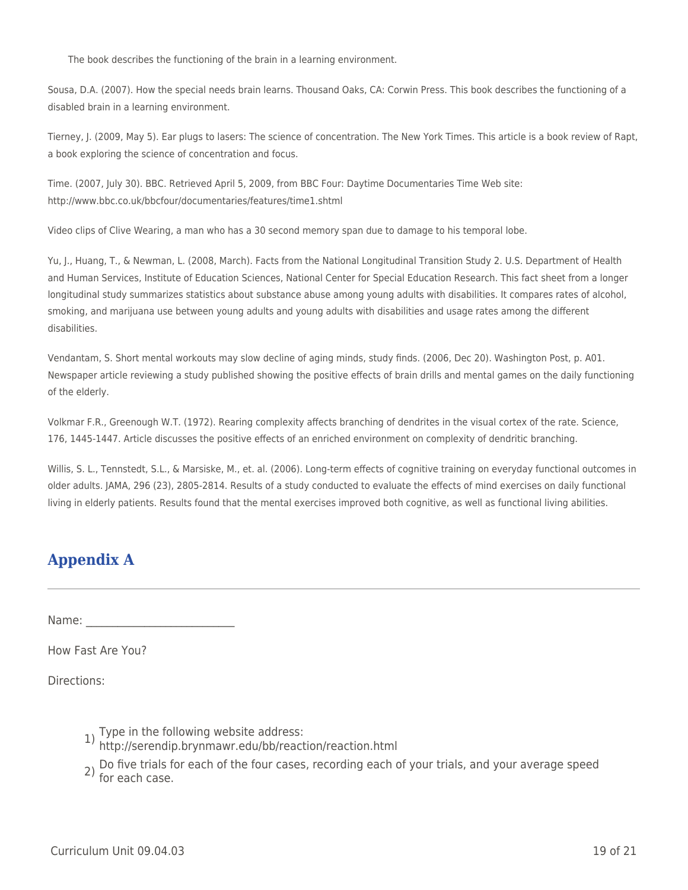The book describes the functioning of the brain in a learning environment.

Sousa, D.A. (2007). How the special needs brain learns. Thousand Oaks, CA: Corwin Press. This book describes the functioning of a disabled brain in a learning environment.

Tierney, J. (2009, May 5). Ear plugs to lasers: The science of concentration. The New York Times. This article is a book review of Rapt, a book exploring the science of concentration and focus.

Time. (2007, July 30). BBC. Retrieved April 5, 2009, from BBC Four: Daytime Documentaries Time Web site: http://www.bbc.co.uk/bbcfour/documentaries/features/time1.shtml

Video clips of Clive Wearing, a man who has a 30 second memory span due to damage to his temporal lobe.

Yu, J., Huang, T., & Newman, L. (2008, March). Facts from the National Longitudinal Transition Study 2. U.S. Department of Health and Human Services, Institute of Education Sciences, National Center for Special Education Research. This fact sheet from a longer longitudinal study summarizes statistics about substance abuse among young adults with disabilities. It compares rates of alcohol, smoking, and marijuana use between young adults and young adults with disabilities and usage rates among the different disabilities.

Vendantam, S. Short mental workouts may slow decline of aging minds, study finds. (2006, Dec 20). Washington Post, p. A01. Newspaper article reviewing a study published showing the positive effects of brain drills and mental games on the daily functioning of the elderly.

Volkmar F.R., Greenough W.T. (1972). Rearing complexity affects branching of dendrites in the visual cortex of the rate. Science, 176, 1445-1447. Article discusses the positive effects of an enriched environment on complexity of dendritic branching.

Willis, S. L., Tennstedt, S.L., & Marsiske, M., et. al. (2006). Long-term effects of cognitive training on everyday functional outcomes in older adults. JAMA, 296 (23), 2805-2814. Results of a study conducted to evaluate the effects of mind exercises on daily functional living in elderly patients. Results found that the mental exercises improved both cognitive, as well as functional living abilities.

## Appendix A

---

Name: ___________________________

How Fast Are You?

Directions:

1) Type in the following website address: http://serendip.brynmawr.edu/bb/reaction/reaction.html
2) Do five trials for each of the four cases, recording each of your trials, and your average speed for each case.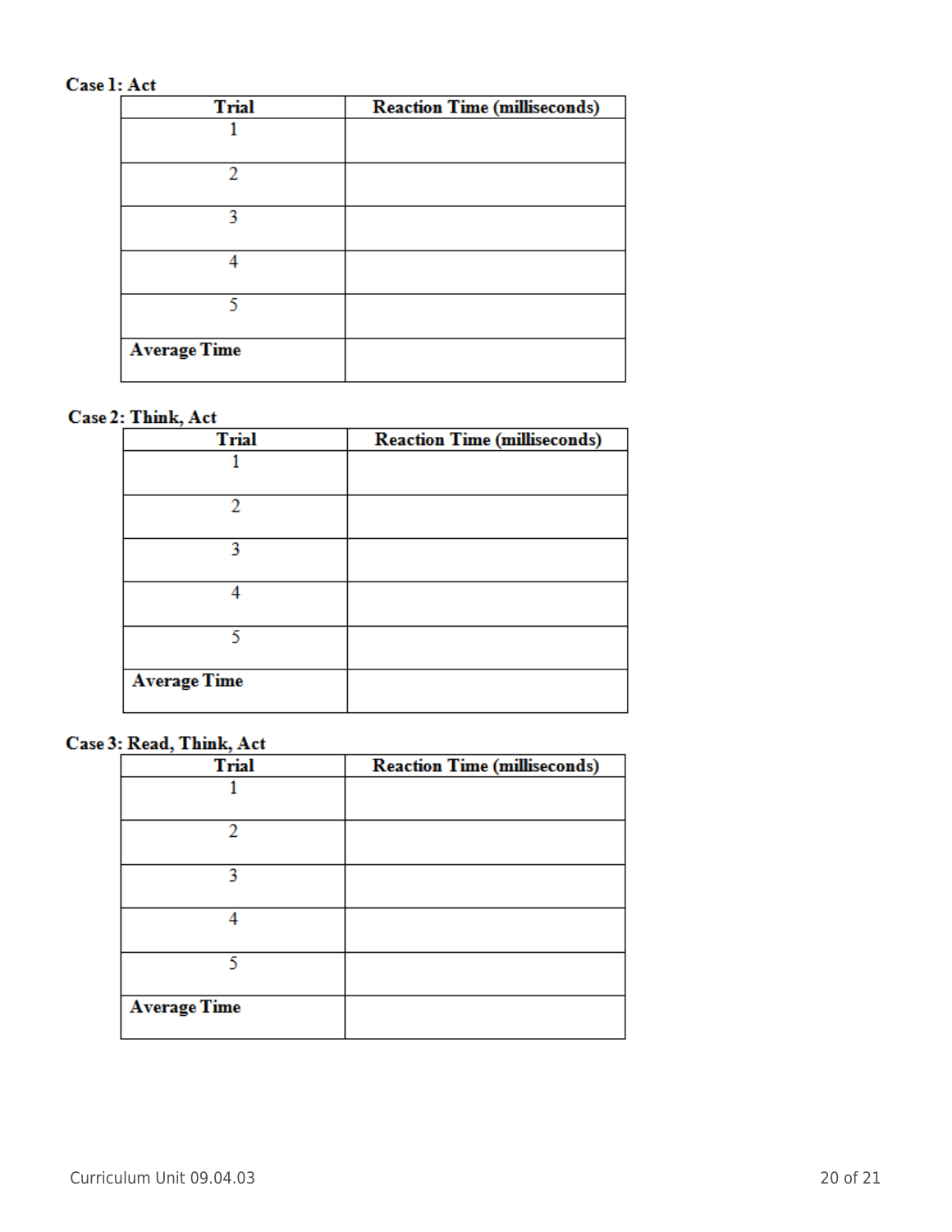**Case 1: Act**

| Trial | Reaction Time (milliseconds) |
| --- | --- |
| 1 | |
| 2 | |
| 3 | |
| 4 | |
| 5 | |
| **Average Time** | |

**Case 2: Think, Act**

| Trial | Reaction Time (milliseconds) |
| --- | --- |
| 1 | |
| 2 | |
| 3 | |
| 4 | |
| 5 | |
| **Average Time** | |

**Case 3: Read, Think, Act**

| Trial | Reaction Time (milliseconds) |
| --- | --- |
| 1 | |
| 2 | |
| 3 | |
| 4 | |
| 5 | |
| **Average Time** | |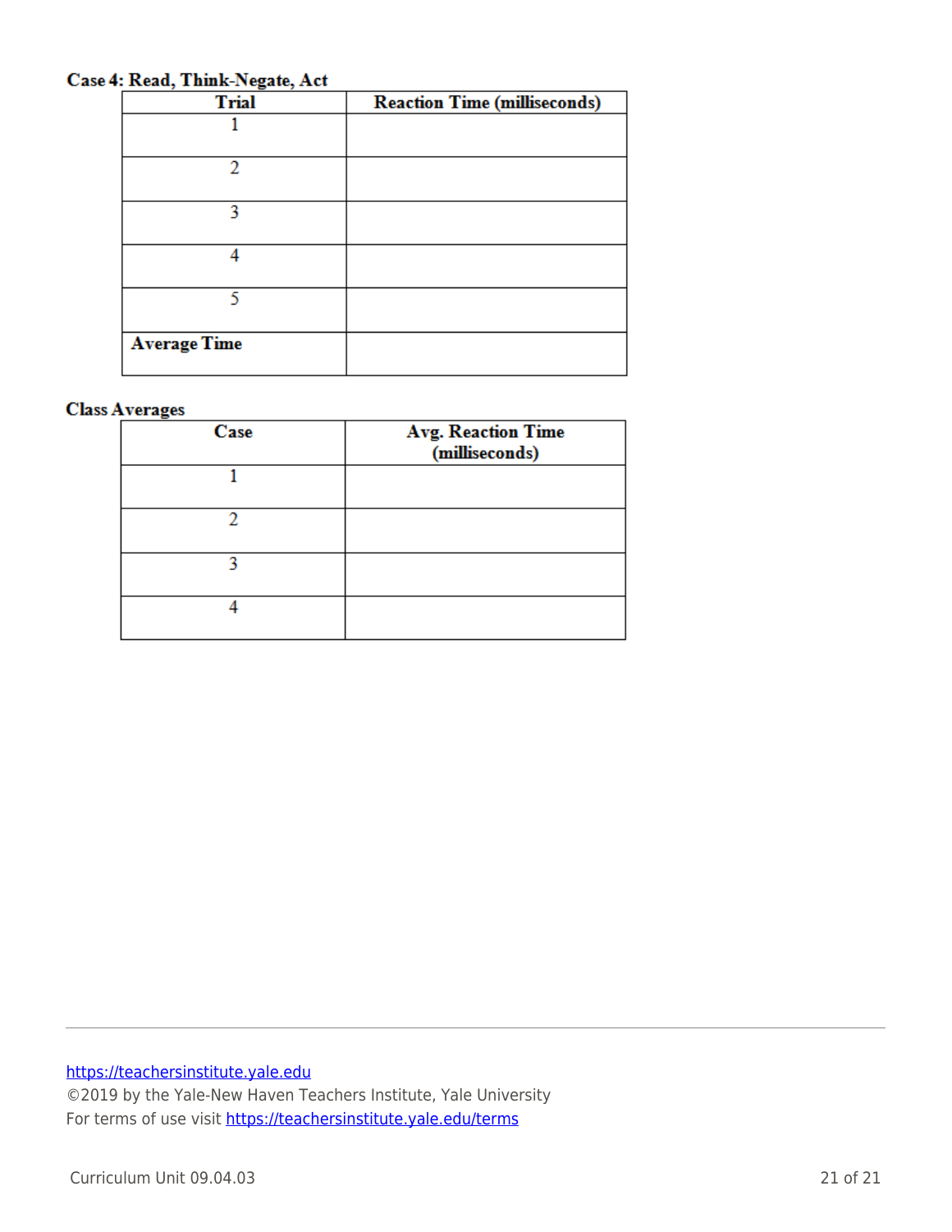**Case 4: Read, Think-Negate, Act**

| Trial | Reaction Time (milliseconds) |
|---|---|
| 1 | |
| 2 | |
| 3 | |
| 4 | |
| 5 | |
| **Average Time** | |

**Class Averages**

| Case | Avg. Reaction Time (milliseconds) |
|---|---|
| 1 | |
| 2 | |
| 3 | |
| 4 | |

https://teachersinstitute.yale.edu
©2019 by the Yale-New Haven Teachers Institute, Yale University
For terms of use visit https://teachersinstitute.yale.edu/terms